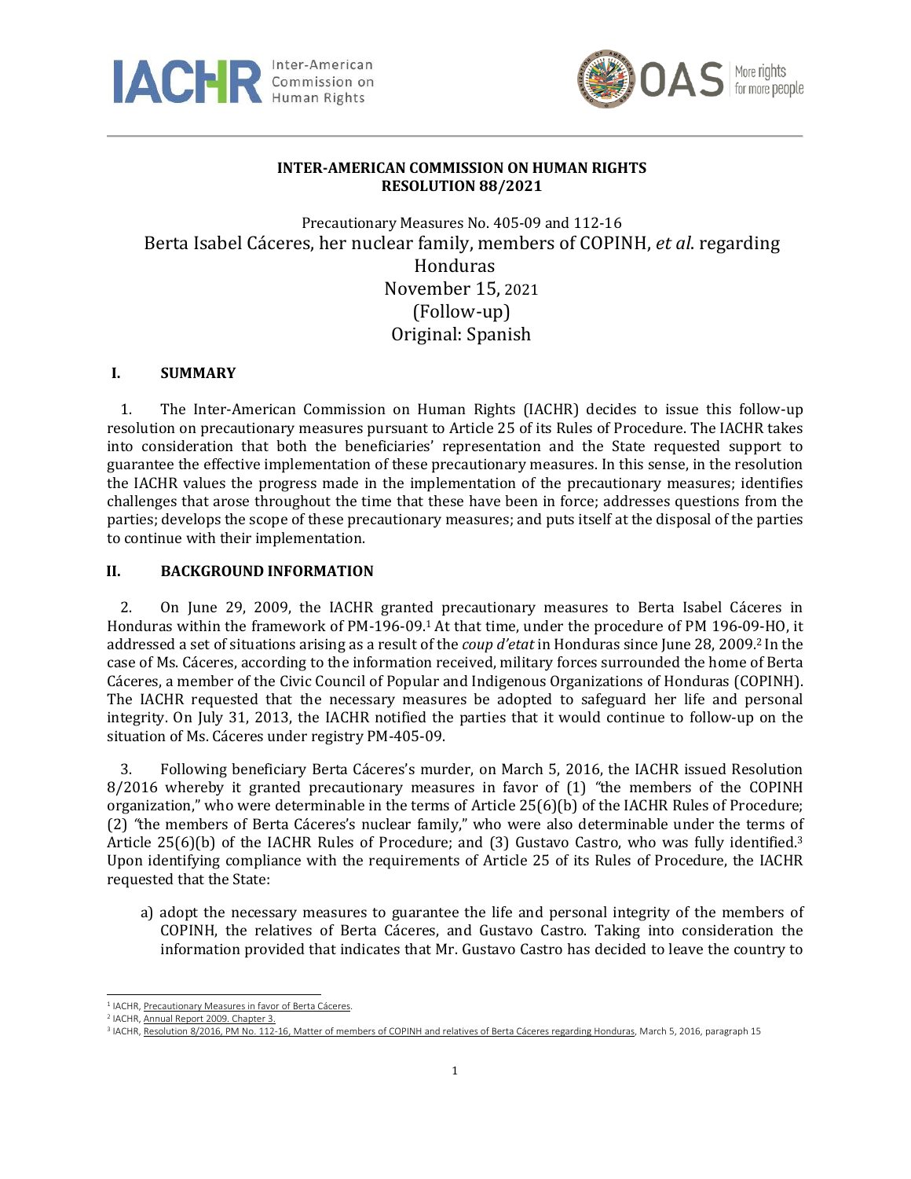**INTER-AMERICAN COMMISSION ON HUMAN RIGHTS**
**RESOLUTION 88/2021**

Precautionary Measures No. 405-09 and 112-16
Berta Isabel Cáceres, her nuclear family, members of COPINH, *et al*. regarding Honduras
November 15, 2021
(Follow-up)
Original: Spanish

## I. SUMMARY

1. The Inter-American Commission on Human Rights (IACHR) decides to issue this follow-up resolution on precautionary measures pursuant to Article 25 of its Rules of Procedure. The IACHR takes into consideration that both the beneficiaries' representation and the State requested support to guarantee the effective implementation of these precautionary measures. In this sense, in the resolution the IACHR values the progress made in the implementation of the precautionary measures; identifies challenges that arose throughout the time that these have been in force; addresses questions from the parties; develops the scope of these precautionary measures; and puts itself at the disposal of the parties to continue with their implementation.

## II. BACKGROUND INFORMATION

2. On June 29, 2009, the IACHR granted precautionary measures to Berta Isabel Cáceres in Honduras within the framework of PM-196-09.[1] At that time, under the procedure of PM 196-09-HO, it addressed a set of situations arising as a result of the *coup d'etat* in Honduras since June 28, 2009.[2] In the case of Ms. Cáceres, according to the information received, military forces surrounded the home of Berta Cáceres, a member of the Civic Council of Popular and Indigenous Organizations of Honduras (COPINH). The IACHR requested that the necessary measures be adopted to safeguard her life and personal integrity. On July 31, 2013, the IACHR notified the parties that it would continue to follow-up on the situation of Ms. Cáceres under registry PM-405-09.

3. Following beneficiary Berta Cáceres's murder, on March 5, 2016, the IACHR issued Resolution 8/2016 whereby it granted precautionary measures in favor of (1) "the members of the COPINH organization," who were determinable in the terms of Article 25(6)(b) of the IACHR Rules of Procedure; (2) "the members of Berta Cáceres's nuclear family," who were also determinable under the terms of Article 25(6)(b) of the IACHR Rules of Procedure; and (3) Gustavo Castro, who was fully identified.[3] Upon identifying compliance with the requirements of Article 25 of its Rules of Procedure, the IACHR requested that the State:

a) adopt the necessary measures to guarantee the life and personal integrity of the members of COPINH, the relatives of Berta Cáceres, and Gustavo Castro. Taking into consideration the information provided that indicates that Mr. Gustavo Castro has decided to leave the country to

---

[1] IACHR, Precautionary Measures in favor of Berta Cáceres.
[2] IACHR, Annual Report 2009. Chapter 3.
[3] IACHR, Resolution 8/2016, PM No. 112-16, Matter of members of COPINH and relatives of Berta Cáceres regarding Honduras, March 5, 2016, paragraph 15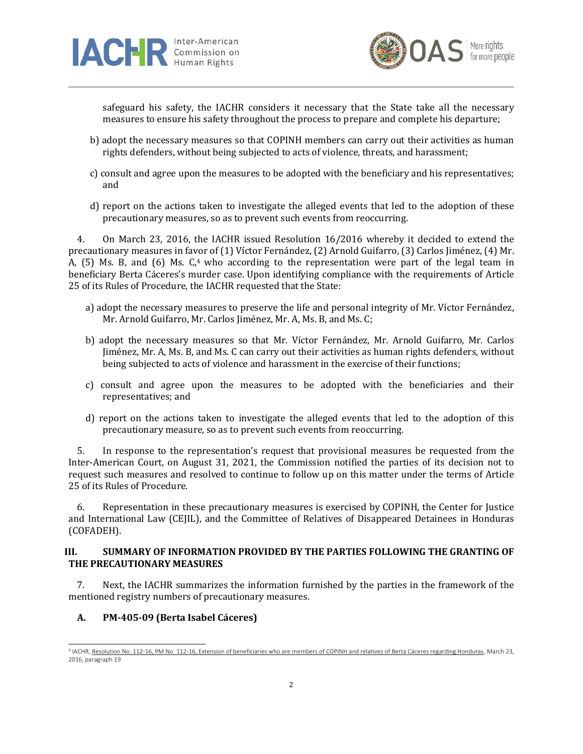safeguard his safety, the IACHR considers it necessary that the State take all the necessary measures to ensure his safety throughout the process to prepare and complete his departure;

b) adopt the necessary measures so that COPINH members can carry out their activities as human rights defenders, without being subjected to acts of violence, threats, and harassment;

c) consult and agree upon the measures to be adopted with the beneficiary and his representatives; and

d) report on the actions taken to investigate the alleged events that led to the adoption of these precautionary measures, so as to prevent such events from reoccurring.

4. On March 23, 2016, the IACHR issued Resolution 16/2016 whereby it decided to extend the precautionary measures in favor of (1) Víctor Fernández, (2) Arnold Guifarro, (3) Carlos Jiménez, (4) Mr. A, (5) Ms. B, and (6) Ms. C,[4] who according to the representation were part of the legal team in beneficiary Berta Cáceres's murder case. Upon identifying compliance with the requirements of Article 25 of its Rules of Procedure, the IACHR requested that the State:

a) adopt the necessary measures to preserve the life and personal integrity of Mr. Víctor Fernández, Mr. Arnold Guifarro, Mr. Carlos Jiménez, Mr. A, Ms. B, and Ms. C;

b) adopt the necessary measures so that Mr. Víctor Fernández, Mr. Arnold Guifarro, Mr. Carlos Jiménez, Mr. A, Ms. B, and Ms. C can carry out their activities as human rights defenders, without being subjected to acts of violence and harassment in the exercise of their functions;

c) consult and agree upon the measures to be adopted with the beneficiaries and their representatives; and

d) report on the actions taken to investigate the alleged events that led to the adoption of this precautionary measure, so as to prevent such events from reoccurring.

5. In response to the representation's request that provisional measures be requested from the Inter-American Court, on August 31, 2021, the Commission notified the parties of its decision not to request such measures and resolved to continue to follow up on this matter under the terms of Article 25 of its Rules of Procedure.

6. Representation in these precautionary measures is exercised by COPINH, the Center for Justice and International Law (CEJIL), and the Committee of Relatives of Disappeared Detainees in Honduras (COFADEH).

## III. SUMMARY OF INFORMATION PROVIDED BY THE PARTIES FOLLOWING THE GRANTING OF THE PRECAUTIONARY MEASURES

7. Next, the IACHR summarizes the information furnished by the parties in the framework of the mentioned registry numbers of precautionary measures.

### A. PM-405-09 (Berta Isabel Cáceres)

[4] IACHR, Resolution No. 112-16, PM No. 112-16, Extension of beneficiaries who are members of COPINH and relatives of Berta Cáceres regarding Honduras, March 23, 2016, paragraph 19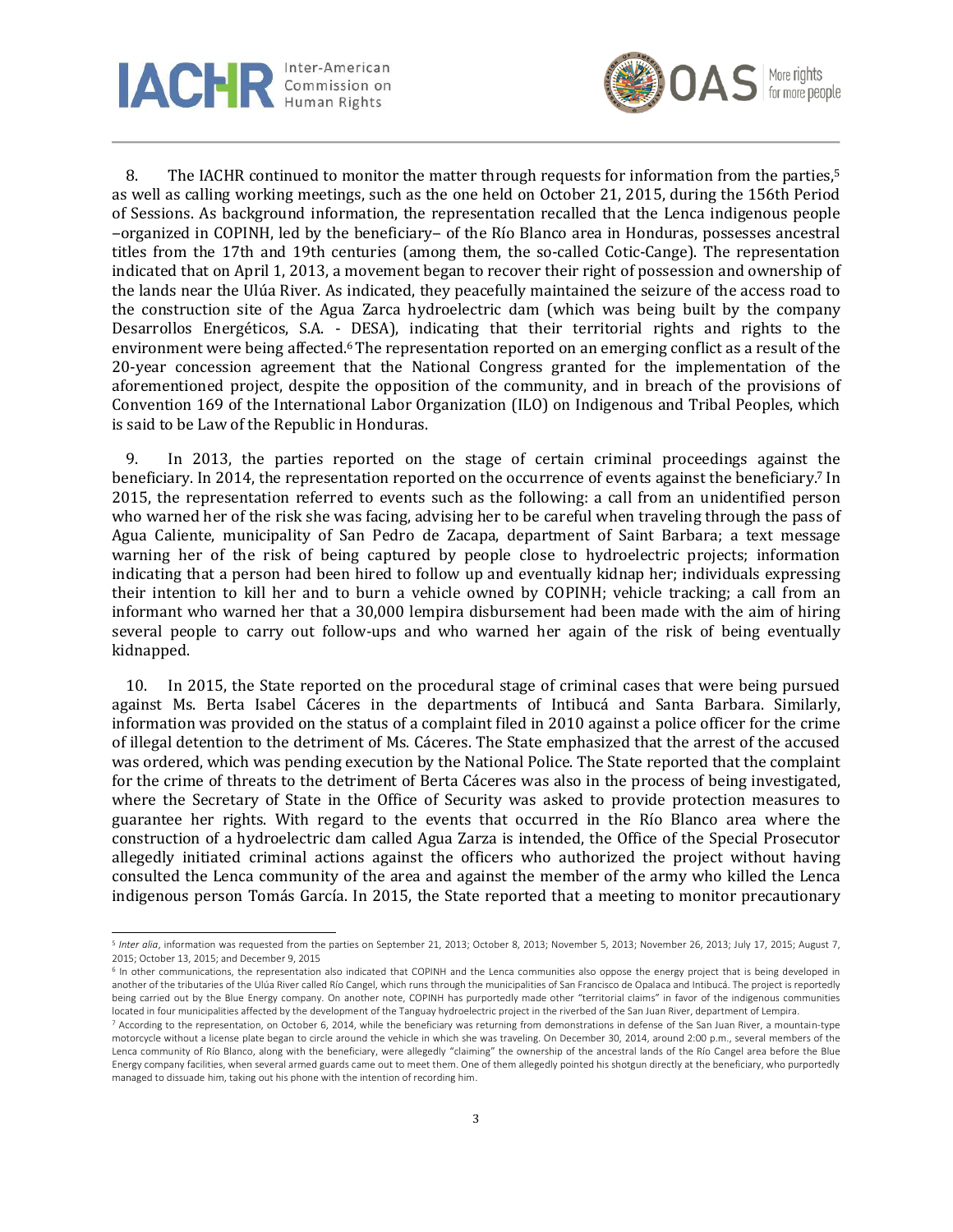8. The IACHR continued to monitor the matter through requests for information from the parties,[5] as well as calling working meetings, such as the one held on October 21, 2015, during the 156th Period of Sessions. As background information, the representation recalled that the Lenca indigenous people –organized in COPINH, led by the beneficiary– of the Río Blanco area in Honduras, possesses ancestral titles from the 17th and 19th centuries (among them, the so-called Cotic-Cange). The representation indicated that on April 1, 2013, a movement began to recover their right of possession and ownership of the lands near the Ulúa River. As indicated, they peacefully maintained the seizure of the access road to the construction site of the Agua Zarca hydroelectric dam (which was being built by the company Desarrollos Energéticos, S.A. - DESA), indicating that their territorial rights and rights to the environment were being affected.[6] The representation reported on an emerging conflict as a result of the 20-year concession agreement that the National Congress granted for the implementation of the aforementioned project, despite the opposition of the community, and in breach of the provisions of Convention 169 of the International Labor Organization (ILO) on Indigenous and Tribal Peoples, which is said to be Law of the Republic in Honduras.

9. In 2013, the parties reported on the stage of certain criminal proceedings against the beneficiary. In 2014, the representation reported on the occurrence of events against the beneficiary.[7] In 2015, the representation referred to events such as the following: a call from an unidentified person who warned her of the risk she was facing, advising her to be careful when traveling through the pass of Agua Caliente, municipality of San Pedro de Zacapa, department of Saint Barbara; a text message warning her of the risk of being captured by people close to hydroelectric projects; information indicating that a person had been hired to follow up and eventually kidnap her; individuals expressing their intention to kill her and to burn a vehicle owned by COPINH; vehicle tracking; a call from an informant who warned her that a 30,000 lempira disbursement had been made with the aim of hiring several people to carry out follow-ups and who warned her again of the risk of being eventually kidnapped.

10. In 2015, the State reported on the procedural stage of criminal cases that were being pursued against Ms. Berta Isabel Cáceres in the departments of Intibucá and Santa Barbara. Similarly, information was provided on the status of a complaint filed in 2010 against a police officer for the crime of illegal detention to the detriment of Ms. Cáceres. The State emphasized that the arrest of the accused was ordered, which was pending execution by the National Police. The State reported that the complaint for the crime of threats to the detriment of Berta Cáceres was also in the process of being investigated, where the Secretary of State in the Office of Security was asked to provide protection measures to guarantee her rights. With regard to the events that occurred in the Río Blanco area where the construction of a hydroelectric dam called Agua Zarza is intended, the Office of the Special Prosecutor allegedly initiated criminal actions against the officers who authorized the project without having consulted the Lenca community of the area and against the member of the army who killed the Lenca indigenous person Tomás García. In 2015, the State reported that a meeting to monitor precautionary

---

[5] *Inter alia*, information was requested from the parties on September 21, 2013; October 8, 2013; November 5, 2013; November 26, 2013; July 17, 2015; August 7, 2015; October 13, 2015; and December 9, 2015

[6] In other communications, the representation also indicated that COPINH and the Lenca communities also oppose the energy project that is being developed in another of the tributaries of the Ulúa River called Río Cangel, which runs through the municipalities of San Francisco de Opalaca and Intibucá. The project is reportedly being carried out by the Blue Energy company. On another note, COPINH has purportedly made other "territorial claims" in favor of the indigenous communities located in four municipalities affected by the development of the Tanguay hydroelectric project in the riverbed of the San Juan River, department of Lempira.

[7] According to the representation, on October 6, 2014, while the beneficiary was returning from demonstrations in defense of the San Juan River, a mountain-type motorcycle without a license plate began to circle around the vehicle in which she was traveling. On December 30, 2014, around 2:00 p.m., several members of the Lenca community of Río Blanco, along with the beneficiary, were allegedly "claiming" the ownership of the ancestral lands of the Río Cangel area before the Blue Energy company facilities, when several armed guards came out to meet them. One of them allegedly pointed his shotgun directly at the beneficiary, who purportedly managed to dissuade him, taking out his phone with the intention of recording him.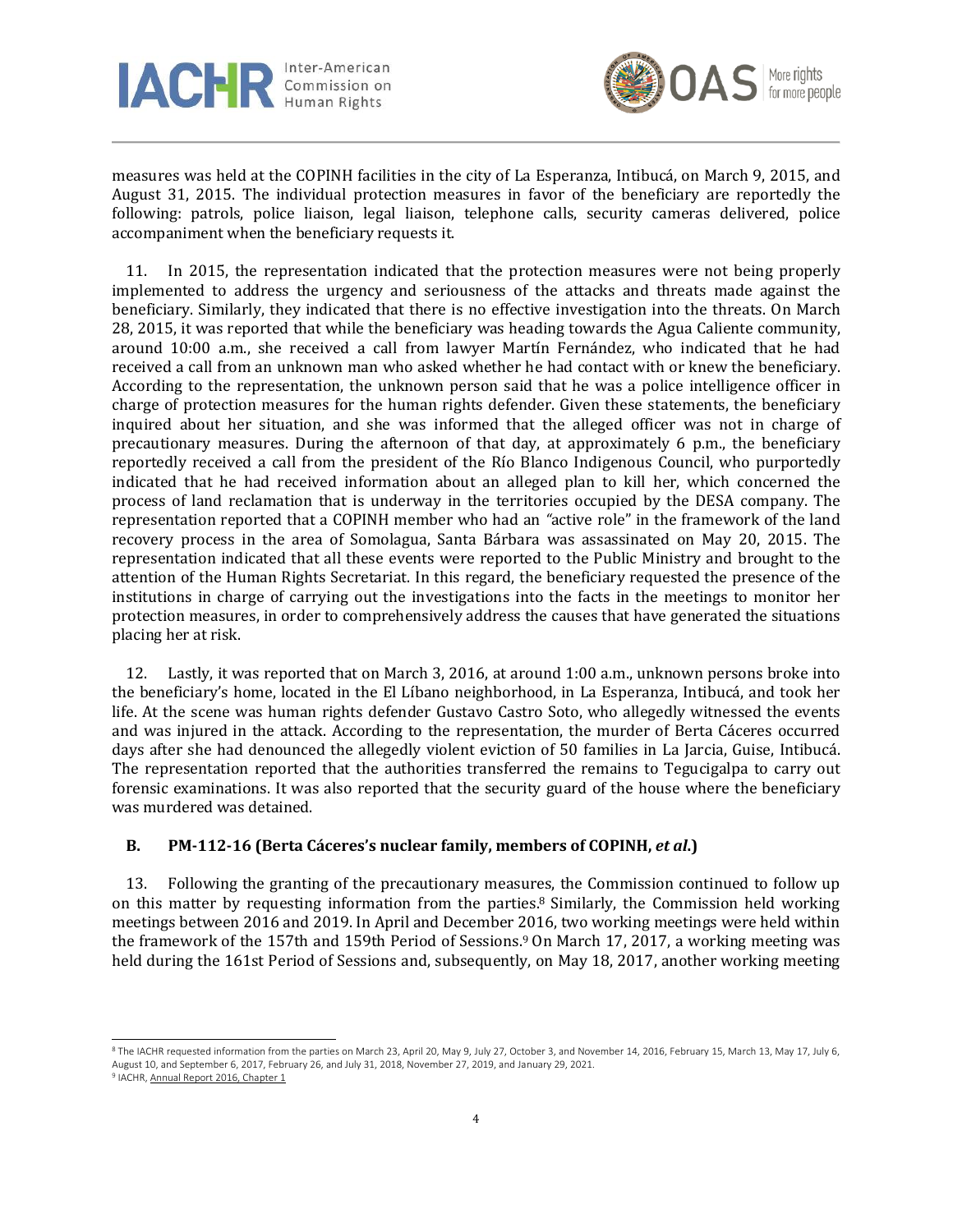measures was held at the COPINH facilities in the city of La Esperanza, Intibucá, on March 9, 2015, and August 31, 2015. The individual protection measures in favor of the beneficiary are reportedly the following: patrols, police liaison, legal liaison, telephone calls, security cameras delivered, police accompaniment when the beneficiary requests it.

11. In 2015, the representation indicated that the protection measures were not being properly implemented to address the urgency and seriousness of the attacks and threats made against the beneficiary. Similarly, they indicated that there is no effective investigation into the threats. On March 28, 2015, it was reported that while the beneficiary was heading towards the Agua Caliente community, around 10:00 a.m., she received a call from lawyer Martín Fernández, who indicated that he had received a call from an unknown man who asked whether he had contact with or knew the beneficiary. According to the representation, the unknown person said that he was a police intelligence officer in charge of protection measures for the human rights defender. Given these statements, the beneficiary inquired about her situation, and she was informed that the alleged officer was not in charge of precautionary measures. During the afternoon of that day, at approximately 6 p.m., the beneficiary reportedly received a call from the president of the Río Blanco Indigenous Council, who purportedly indicated that he had received information about an alleged plan to kill her, which concerned the process of land reclamation that is underway in the territories occupied by the DESA company. The representation reported that a COPINH member who had an *"active role"* in the framework of the land recovery process in the area of Somolagua, Santa Bárbara was assassinated on May 20, 2015. The representation indicated that all these events were reported to the Public Ministry and brought to the attention of the Human Rights Secretariat. In this regard, the beneficiary requested the presence of the institutions in charge of carrying out the investigations into the facts in the meetings to monitor her protection measures, in order to comprehensively address the causes that have generated the situations placing her at risk.

12. Lastly, it was reported that on March 3, 2016, at around 1:00 a.m., unknown persons broke into the beneficiary's home, located in the El Líbano neighborhood, in La Esperanza, Intibucá, and took her life. At the scene was human rights defender Gustavo Castro Soto, who allegedly witnessed the events and was injured in the attack. According to the representation, the murder of Berta Cáceres occurred days after she had denounced the allegedly violent eviction of 50 families in La Jarcia, Guise, Intibucá. The representation reported that the authorities transferred the remains to Tegucigalpa to carry out forensic examinations. It was also reported that the security guard of the house where the beneficiary was murdered was detained.

### B. PM-112-16 (Berta Cáceres's nuclear family, members of COPINH, *et al.*)

13. Following the granting of the precautionary measures, the Commission continued to follow up on this matter by requesting information from the parties.[8] Similarly, the Commission held working meetings between 2016 and 2019. In April and December 2016, two working meetings were held within the framework of the 157th and 159th Period of Sessions.[9] On March 17, 2017, a working meeting was held during the 161st Period of Sessions and, subsequently, on May 18, 2017, another working meeting

---

[8] The IACHR requested information from the parties on March 23, April 20, May 9, July 27, October 3, and November 14, 2016, February 15, March 13, May 17, July 6, August 10, and September 6, 2017, February 26, and July 31, 2018, November 27, 2019, and January 29, 2021.

[9] IACHR, Annual Report 2016, Chapter 1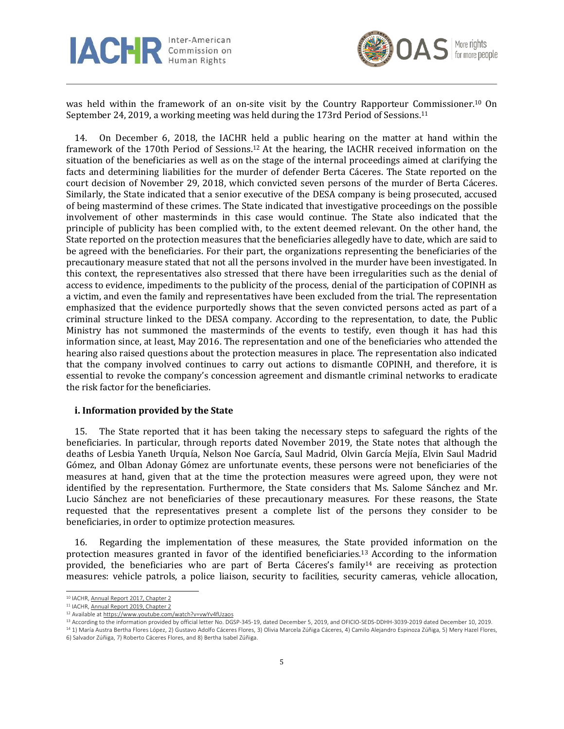was held within the framework of an on-site visit by the Country Rapporteur Commissioner.[10] On September 24, 2019, a working meeting was held during the 173rd Period of Sessions.[11]

14. On December 6, 2018, the IACHR held a public hearing on the matter at hand within the framework of the 170th Period of Sessions.[12] At the hearing, the IACHR received information on the situation of the beneficiaries as well as on the stage of the internal proceedings aimed at clarifying the facts and determining liabilities for the murder of defender Berta Cáceres. The State reported on the court decision of November 29, 2018, which convicted seven persons of the murder of Berta Cáceres. Similarly, the State indicated that a senior executive of the DESA company is being prosecuted, accused of being mastermind of these crimes. The State indicated that investigative proceedings on the possible involvement of other masterminds in this case would continue. The State also indicated that the principle of publicity has been complied with, to the extent deemed relevant. On the other hand, the State reported on the protection measures that the beneficiaries allegedly have to date, which are said to be agreed with the beneficiaries. For their part, the organizations representing the beneficiaries of the precautionary measure stated that not all the persons involved in the murder have been investigated. In this context, the representatives also stressed that there have been irregularities such as the denial of access to evidence, impediments to the publicity of the process, denial of the participation of COPINH as a victim, and even the family and representatives have been excluded from the trial. The representation emphasized that the evidence purportedly shows that the seven convicted persons acted as part of a criminal structure linked to the DESA company. According to the representation, to date, the Public Ministry has not summoned the masterminds of the events to testify, even though it has had this information since, at least, May 2016. The representation and one of the beneficiaries who attended the hearing also raised questions about the protection measures in place. The representation also indicated that the company involved continues to carry out actions to dismantle COPINH, and therefore, it is essential to revoke the company's concession agreement and dismantle criminal networks to eradicate the risk factor for the beneficiaries.

### i. Information provided by the State

15. The State reported that it has been taking the necessary steps to safeguard the rights of the beneficiaries. In particular, through reports dated November 2019, the State notes that although the deaths of Lesbia Yaneth Urquía, Nelson Noe García, Saul Madrid, Olvin García Mejía, Elvin Saul Madrid Gómez, and Olban Adonay Gómez are unfortunate events, these persons were not beneficiaries of the measures at hand, given that at the time the protection measures were agreed upon, they were not identified by the representation. Furthermore, the State considers that Ms. Salome Sánchez and Mr. Lucio Sánchez are not beneficiaries of these precautionary measures. For these reasons, the State requested that the representatives present a complete list of the persons they consider to be beneficiaries, in order to optimize protection measures.

16. Regarding the implementation of these measures, the State provided information on the protection measures granted in favor of the identified beneficiaries.[13] According to the information provided, the beneficiaries who are part of Berta Cáceres's family[14] are receiving as protection measures: vehicle patrols, a police liaison, security to facilities, security cameras, vehicle allocation,

---

[10] IACHR, Annual Report 2017, Chapter 2

[11] IACHR, Annual Report 2019, Chapter 2

[12] Available at https://www.youtube.com/watch?v=vwYv4fUzaos

[13] According to the information provided by official letter No. DGSP-345-19, dated December 5, 2019, and OFICIO-SEDS-DDHH-3039-2019 dated December 10, 2019.

[14] 1) María Austra Bertha Flores López, 2) Gustavo Adolfo Cáceres Flores, 3) Olivia Marcela Zúñiga Cáceres, 4) Camilo Alejandro Espinoza Zúñiga, 5) Mery Hazel Flores, 6) Salvador Zúñiga, 7) Roberto Cáceres Flores, and 8) Bertha Isabel Zúñiga.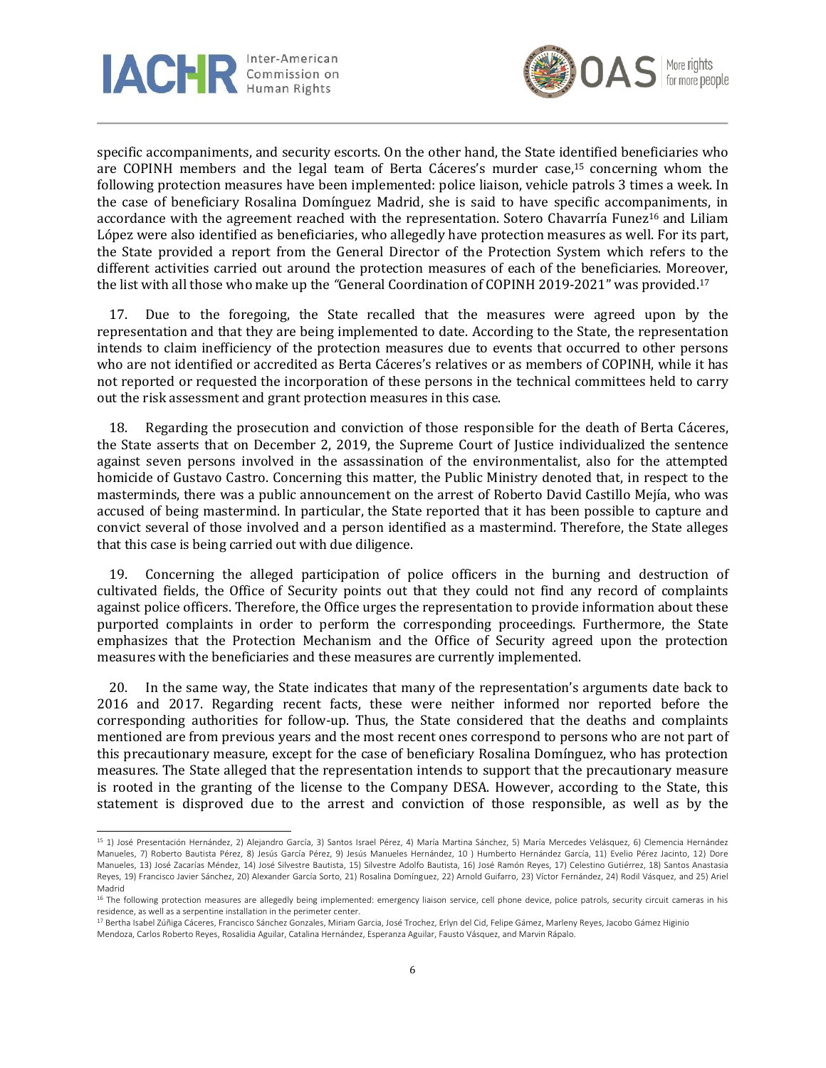specific accompaniments, and security escorts. On the other hand, the State identified beneficiaries who are COPINH members and the legal team of Berta Cáceres's murder case,[15] concerning whom the following protection measures have been implemented: police liaison, vehicle patrols 3 times a week. In the case of beneficiary Rosalina Domínguez Madrid, she is said to have specific accompaniments, in accordance with the agreement reached with the representation. Sotero Chavarría Funez[16] and Liliam López were also identified as beneficiaries, who allegedly have protection measures as well. For its part, the State provided a report from the General Director of the Protection System which refers to the different activities carried out around the protection measures of each of the beneficiaries. Moreover, the list with all those who make up the *"*General Coordination of COPINH 2019-2021*"* was provided.[17]

17. Due to the foregoing, the State recalled that the measures were agreed upon by the representation and that they are being implemented to date. According to the State, the representation intends to claim inefficiency of the protection measures due to events that occurred to other persons who are not identified or accredited as Berta Cáceres's relatives or as members of COPINH, while it has not reported or requested the incorporation of these persons in the technical committees held to carry out the risk assessment and grant protection measures in this case.

18. Regarding the prosecution and conviction of those responsible for the death of Berta Cáceres, the State asserts that on December 2, 2019, the Supreme Court of Justice individualized the sentence against seven persons involved in the assassination of the environmentalist, also for the attempted homicide of Gustavo Castro. Concerning this matter, the Public Ministry denoted that, in respect to the masterminds, there was a public announcement on the arrest of Roberto David Castillo Mejía, who was accused of being mastermind. In particular, the State reported that it has been possible to capture and convict several of those involved and a person identified as a mastermind. Therefore, the State alleges that this case is being carried out with due diligence.

19. Concerning the alleged participation of police officers in the burning and destruction of cultivated fields, the Office of Security points out that they could not find any record of complaints against police officers. Therefore, the Office urges the representation to provide information about these purported complaints in order to perform the corresponding proceedings. Furthermore, the State emphasizes that the Protection Mechanism and the Office of Security agreed upon the protection measures with the beneficiaries and these measures are currently implemented.

20. In the same way, the State indicates that many of the representation's arguments date back to 2016 and 2017. Regarding recent facts, these were neither informed nor reported before the corresponding authorities for follow-up. Thus, the State considered that the deaths and complaints mentioned are from previous years and the most recent ones correspond to persons who are not part of this precautionary measure, except for the case of beneficiary Rosalina Domínguez, who has protection measures. The State alleged that the representation intends to support that the precautionary measure is rooted in the granting of the license to the Company DESA. However, according to the State, this statement is disproved due to the arrest and conviction of those responsible, as well as by the

---

[15] 1) José Presentación Hernández, 2) Alejandro García, 3) Santos Israel Pérez, 4) María Martina Sánchez, 5) María Mercedes Velásquez, 6) Clemencia Hernández Manueles, 7) Roberto Bautista Pérez, 8) Jesús García Pérez, 9) Jesús Manueles Hernández, 10 ) Humberto Hernández García, 11) Evelio Pérez Jacinto, 12) Dore Manueles, 13) José Zacarías Méndez, 14) José Silvestre Bautista, 15) Silvestre Adolfo Bautista, 16) José Ramón Reyes, 17) Celestino Gutiérrez, 18) Santos Anastasia Reyes, 19) Francisco Javier Sánchez, 20) Alexander García Sorto, 21) Rosalina Domínguez, 22) Arnold Guifarro, 23) Víctor Fernández, 24) Rodil Vásquez, and 25) Ariel Madrid

[16] The following protection measures are allegedly being implemented: emergency liaison service, cell phone device, police patrols, security circuit cameras in his residence, as well as a serpentine installation in the perimeter center.

[17] Bertha Isabel Zúñiga Cáceres, Francisco Sánchez Gonzales, Miriam Garcia, José Trochez, Erlyn del Cid, Felipe Gámez, Marleny Reyes, Jacobo Gámez Higinio Mendoza, Carlos Roberto Reyes, Rosalidia Aguilar, Catalina Hernández, Esperanza Aguilar, Fausto Vásquez, and Marvin Rápalo.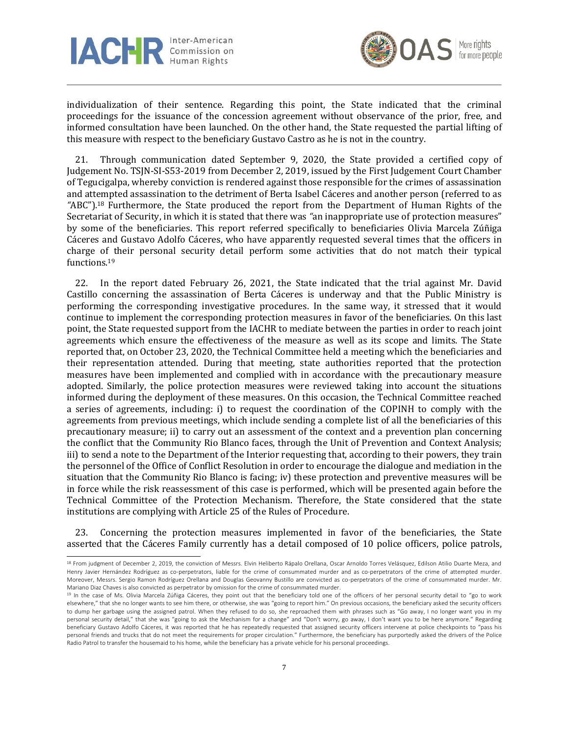individualization of their sentence. Regarding this point, the State indicated that the criminal proceedings for the issuance of the concession agreement without observance of the prior, free, and informed consultation have been launched. On the other hand, the State requested the partial lifting of this measure with respect to the beneficiary Gustavo Castro as he is not in the country.

21. Through communication dated September 9, 2020, the State provided a certified copy of Judgement No. TSJN-SI-S53-2019 from December 2, 2019, issued by the First Judgement Court Chamber of Tegucigalpa, whereby conviction is rendered against those responsible for the crimes of assassination and attempted assassination to the detriment of Berta Isabel Cáceres and another person (referred to as "ABC").[18] Furthermore, the State produced the report from the Department of Human Rights of the Secretariat of Security, in which it is stated that there was "an inappropriate use of protection measures" by some of the beneficiaries. This report referred specifically to beneficiaries Olivia Marcela Zúñiga Cáceres and Gustavo Adolfo Cáceres, who have apparently requested several times that the officers in charge of their personal security detail perform some activities that do not match their typical functions.[19]

22. In the report dated February 26, 2021, the State indicated that the trial against Mr. David Castillo concerning the assassination of Berta Cáceres is underway and that the Public Ministry is performing the corresponding investigative procedures. In the same way, it stressed that it would continue to implement the corresponding protection measures in favor of the beneficiaries. On this last point, the State requested support from the IACHR to mediate between the parties in order to reach joint agreements which ensure the effectiveness of the measure as well as its scope and limits. The State reported that, on October 23, 2020, the Technical Committee held a meeting which the beneficiaries and their representation attended. During that meeting, state authorities reported that the protection measures have been implemented and complied with in accordance with the precautionary measure adopted. Similarly, the police protection measures were reviewed taking into account the situations informed during the deployment of these measures. On this occasion, the Technical Committee reached a series of agreements, including: i) to request the coordination of the COPINH to comply with the agreements from previous meetings, which include sending a complete list of all the beneficiaries of this precautionary measure; ii) to carry out an assessment of the context and a prevention plan concerning the conflict that the Community Rio Blanco faces, through the Unit of Prevention and Context Analysis; iii) to send a note to the Department of the Interior requesting that, according to their powers, they train the personnel of the Office of Conflict Resolution in order to encourage the dialogue and mediation in the situation that the Community Rio Blanco is facing; iv) these protection and preventive measures will be in force while the risk reassessment of this case is performed, which will be presented again before the Technical Committee of the Protection Mechanism. Therefore, the State considered that the state institutions are complying with Article 25 of the Rules of Procedure.

23. Concerning the protection measures implemented in favor of the beneficiaries, the State asserted that the Cáceres Family currently has a detail composed of 10 police officers, police patrols,

---

[18] From judgment of December 2, 2019, the conviction of Messrs. Elvin Heliberto Rápalo Orellana, Oscar Arnoldo Torres Velásquez, Edilson Atilio Duarte Meza, and Henry Javier Hernández Rodríguez as co-perpetrators, liable for the crime of consummated murder and as co-perpetrators of the crime of attempted murder. Moreover, Messrs. Sergio Ramon Rodríguez Orellana and Douglas Geovanny Bustillo are convicted as co-perpetrators of the crime of consummated murder. Mr. Mariano Diaz Chaves is also convicted as perpetrator by omission for the crime of consummated murder.

[19] In the case of Ms. Olivia Marcela Zúñiga Cáceres, they point out that the beneficiary told one of the officers of her personal security detail to "go to work elsewhere," that she no longer wants to see him there, or otherwise, she was "going to report him." On previous occasions, the beneficiary asked the security officers to dump her garbage using the assigned patrol. When they refused to do so, she reproached them with phrases such as "Go away, I no longer want you in my personal security detail," that she was "going to ask the Mechanism for a change" and "Don't worry, go away, I don't want you to be here anymore." Regarding beneficiary Gustavo Adolfo Cáceres, it was reported that he has repeatedly requested that assigned security officers intervene at police checkpoints to "pass his personal friends and trucks that do not meet the requirements for proper circulation." Furthermore, the beneficiary has purportedly asked the drivers of the Police Radio Patrol to transfer the housemaid to his home, while the beneficiary has a private vehicle for his personal proceedings.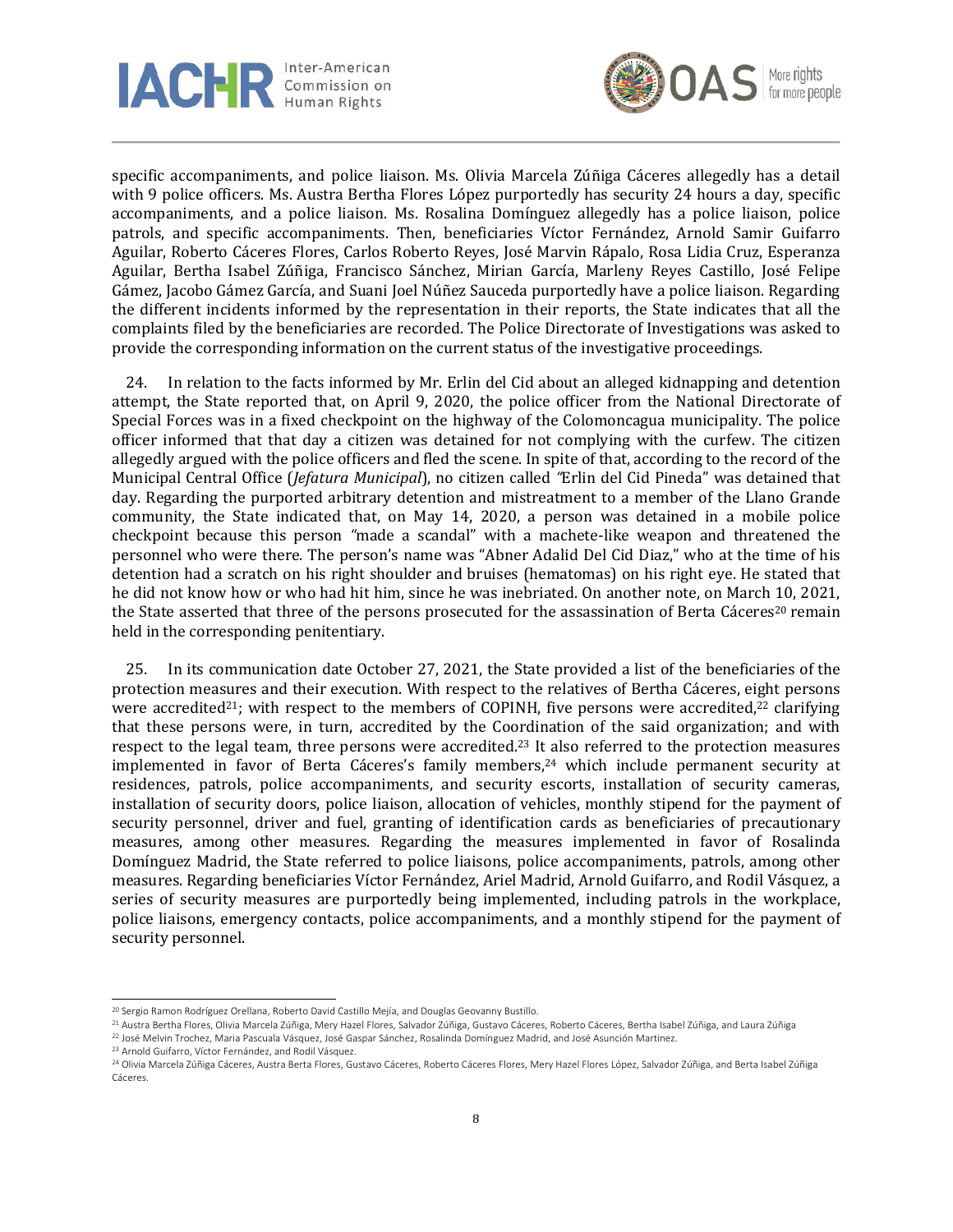specific accompaniments, and police liaison. Ms. Olivia Marcela Zúñiga Cáceres allegedly has a detail with 9 police officers. Ms. Austra Bertha Flores López purportedly has security 24 hours a day, specific accompaniments, and a police liaison. Ms. Rosalina Domínguez allegedly has a police liaison, police patrols, and specific accompaniments. Then, beneficiaries Víctor Fernández, Arnold Samir Guifarro Aguilar, Roberto Cáceres Flores, Carlos Roberto Reyes, José Marvin Rápalo, Rosa Lidia Cruz, Esperanza Aguilar, Bertha Isabel Zúñiga, Francisco Sánchez, Mirian García, Marleny Reyes Castillo, José Felipe Gámez, Jacobo Gámez García, and Suani Joel Núñez Sauceda purportedly have a police liaison. Regarding the different incidents informed by the representation in their reports, the State indicates that all the complaints filed by the beneficiaries are recorded. The Police Directorate of Investigations was asked to provide the corresponding information on the current status of the investigative proceedings.

24. In relation to the facts informed by Mr. Erlin del Cid about an alleged kidnapping and detention attempt, the State reported that, on April 9, 2020, the police officer from the National Directorate of Special Forces was in a fixed checkpoint on the highway of the Colomoncagua municipality. The police officer informed that that day a citizen was detained for not complying with the curfew. The citizen allegedly argued with the police officers and fled the scene. In spite of that, according to the record of the Municipal Central Office (*Jefatura Municipal*), no citizen called "Erlin del Cid Pineda" was detained that day. Regarding the purported arbitrary detention and mistreatment to a member of the Llano Grande community, the State indicated that, on May 14, 2020, a person was detained in a mobile police checkpoint because this person "made a scandal" with a machete-like weapon and threatened the personnel who were there. The person's name was "Abner Adalid Del Cid Diaz," who at the time of his detention had a scratch on his right shoulder and bruises (hematomas) on his right eye. He stated that he did not know how or who had hit him, since he was inebriated. On another note, on March 10, 2021, the State asserted that three of the persons prosecuted for the assassination of Berta Cáceres[20] remain held in the corresponding penitentiary.

25. In its communication date October 27, 2021, the State provided a list of the beneficiaries of the protection measures and their execution. With respect to the relatives of Bertha Cáceres, eight persons were accredited[21]; with respect to the members of COPINH, five persons were accredited,[22] clarifying that these persons were, in turn, accredited by the Coordination of the said organization; and with respect to the legal team, three persons were accredited.[23] It also referred to the protection measures implemented in favor of Berta Cáceres's family members,[24] which include permanent security at residences, patrols, police accompaniments, and security escorts, installation of security cameras, installation of security doors, police liaison, allocation of vehicles, monthly stipend for the payment of security personnel, driver and fuel, granting of identification cards as beneficiaries of precautionary measures, among other measures. Regarding the measures implemented in favor of Rosalinda Domínguez Madrid, the State referred to police liaisons, police accompaniments, patrols, among other measures. Regarding beneficiaries Víctor Fernández, Ariel Madrid, Arnold Guifarro, and Rodil Vásquez, a series of security measures are purportedly being implemented, including patrols in the workplace, police liaisons, emergency contacts, police accompaniments, and a monthly stipend for the payment of security personnel.

---

[20] Sergio Ramon Rodríguez Orellana, Roberto David Castillo Mejía, and Douglas Geovanny Bustillo.

[21] Austra Bertha Flores, Olivia Marcela Zúñiga, Mery Hazel Flores, Salvador Zúñiga, Gustavo Cáceres, Roberto Cáceres, Bertha Isabel Zúñiga, and Laura Zúñiga

[22] José Melvin Trochez, Maria Pascuala Vásquez, José Gaspar Sánchez, Rosalinda Domínguez Madrid, and José Asunción Martinez.

[23] Arnold Guifarro, Víctor Fernández, and Rodil Vásquez.

[24] Olivia Marcela Zúñiga Cáceres, Austra Berta Flores, Gustavo Cáceres, Roberto Cáceres Flores, Mery Hazel Flores López, Salvador Zúñiga, and Berta Isabel Zúñiga Cáceres.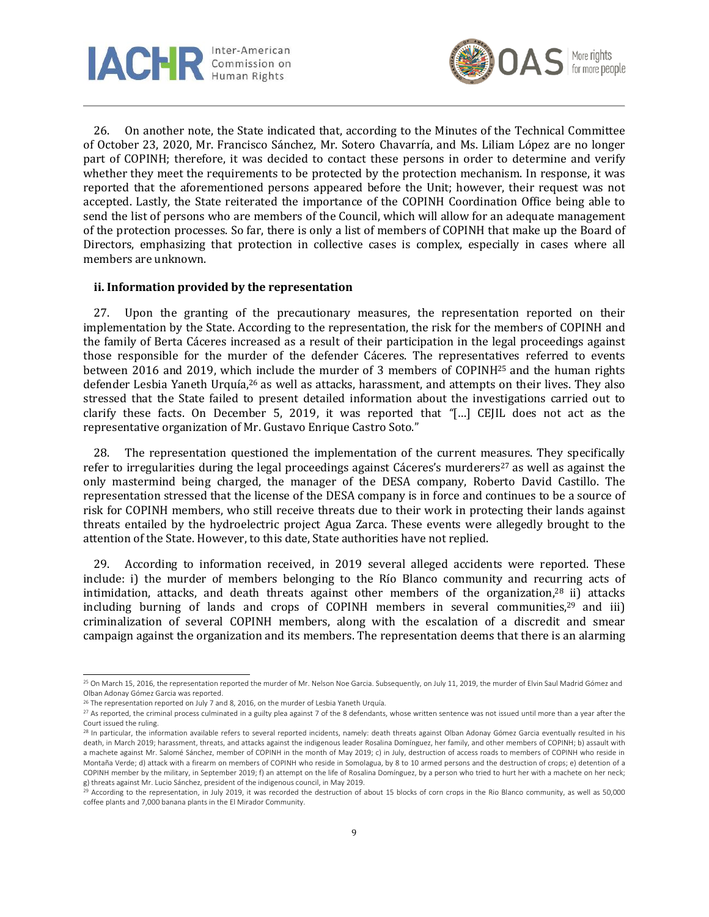26. On another note, the State indicated that, according to the Minutes of the Technical Committee of October 23, 2020, Mr. Francisco Sánchez, Mr. Sotero Chavarría, and Ms. Liliam López are no longer part of COPINH; therefore, it was decided to contact these persons in order to determine and verify whether they meet the requirements to be protected by the protection mechanism. In response, it was reported that the aforementioned persons appeared before the Unit; however, their request was not accepted. Lastly, the State reiterated the importance of the COPINH Coordination Office being able to send the list of persons who are members of the Council, which will allow for an adequate management of the protection processes. So far, there is only a list of members of COPINH that make up the Board of Directors, emphasizing that protection in collective cases is complex, especially in cases where all members are unknown.

### ii. Information provided by the representation

27. Upon the granting of the precautionary measures, the representation reported on their implementation by the State. According to the representation, the risk for the members of COPINH and the family of Berta Cáceres increased as a result of their participation in the legal proceedings against those responsible for the murder of the defender Cáceres. The representatives referred to events between 2016 and 2019, which include the murder of 3 members of COPINH[25] and the human rights defender Lesbia Yaneth Urquía,[26] as well as attacks, harassment, and attempts on their lives. They also stressed that the State failed to present detailed information about the investigations carried out to clarify these facts. On December 5, 2019, it was reported that "[…] CEJIL does not act as the representative organization of Mr. Gustavo Enrique Castro Soto."

28. The representation questioned the implementation of the current measures. They specifically refer to irregularities during the legal proceedings against Cáceres's murderers[27] as well as against the only mastermind being charged, the manager of the DESA company, Roberto David Castillo. The representation stressed that the license of the DESA company is in force and continues to be a source of risk for COPINH members, who still receive threats due to their work in protecting their lands against threats entailed by the hydroelectric project Agua Zarca. These events were allegedly brought to the attention of the State. However, to this date, State authorities have not replied.

29. According to information received, in 2019 several alleged accidents were reported. These include: i) the murder of members belonging to the Río Blanco community and recurring acts of intimidation, attacks, and death threats against other members of the organization,[28] ii) attacks including burning of lands and crops of COPINH members in several communities,[29] and iii) criminalization of several COPINH members, along with the escalation of a discredit and smear campaign against the organization and its members. The representation deems that there is an alarming

---

[25] On March 15, 2016, the representation reported the murder of Mr. Nelson Noe Garcia. Subsequently, on July 11, 2019, the murder of Elvin Saul Madrid Gómez and Olban Adonay Gómez Garcia was reported.

[26] The representation reported on July 7 and 8, 2016, on the murder of Lesbia Yaneth Urquía.

[27] As reported, the criminal process culminated in a guilty plea against 7 of the 8 defendants, whose written sentence was not issued until more than a year after the Court issued the ruling.

[28] In particular, the information available refers to several reported incidents, namely: death threats against Olban Adonay Gómez Garcia eventually resulted in his death, in March 2019; harassment, threats, and attacks against the indigenous leader Rosalina Domínguez, her family, and other members of COPINH; b) assault with a machete against Mr. Salomé Sánchez, member of COPINH in the month of May 2019; c) in July, destruction of access roads to members of COPINH who reside in Montaña Verde; d) attack with a firearm on members of COPINH who reside in Somolagua, by 8 to 10 armed persons and the destruction of crops; e) detention of a COPINH member by the military, in September 2019; f) an attempt on the life of Rosalina Domínguez, by a person who tried to hurt her with a machete on her neck; g) threats against Mr. Lucio Sánchez, president of the indigenous council, in May 2019.

[29] According to the representation, in July 2019, it was recorded the destruction of about 15 blocks of corn crops in the Rio Blanco community, as well as 50,000 coffee plants and 7,000 banana plants in the El Mirador Community.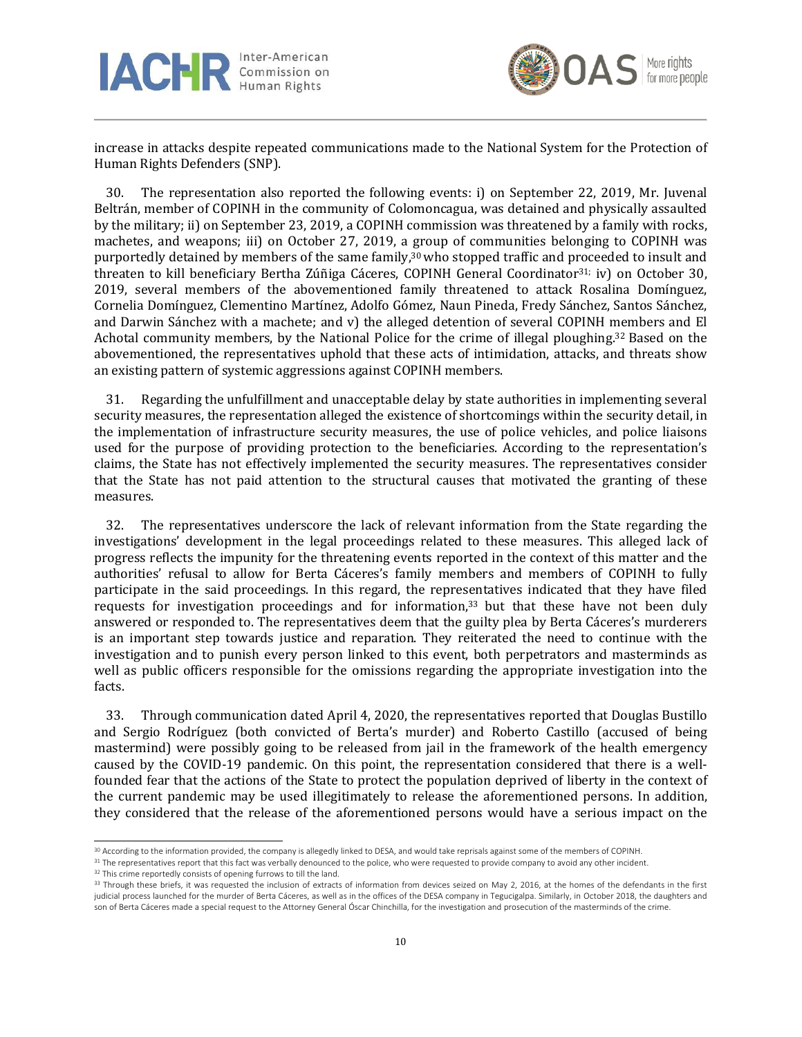increase in attacks despite repeated communications made to the National System for the Protection of Human Rights Defenders (SNP).

30. The representation also reported the following events: i) on September 22, 2019, Mr. Juvenal Beltrán, member of COPINH in the community of Colomoncagua, was detained and physically assaulted by the military; ii) on September 23, 2019, a COPINH commission was threatened by a family with rocks, machetes, and weapons; iii) on October 27, 2019, a group of communities belonging to COPINH was purportedly detained by members of the same family,[30] who stopped traffic and proceeded to insult and threaten to kill beneficiary Bertha Zúñiga Cáceres, COPINH General Coordinator[31]; iv) on October 30, 2019, several members of the abovementioned family threatened to attack Rosalina Domínguez, Cornelia Domínguez, Clementino Martínez, Adolfo Gómez, Naun Pineda, Fredy Sánchez, Santos Sánchez, and Darwin Sánchez with a machete; and v) the alleged detention of several COPINH members and El Achotal community members, by the National Police for the crime of illegal ploughing.[32] Based on the abovementioned, the representatives uphold that these acts of intimidation, attacks, and threats show an existing pattern of systemic aggressions against COPINH members.

31. Regarding the unfulfillment and unacceptable delay by state authorities in implementing several security measures, the representation alleged the existence of shortcomings within the security detail, in the implementation of infrastructure security measures, the use of police vehicles, and police liaisons used for the purpose of providing protection to the beneficiaries. According to the representation's claims, the State has not effectively implemented the security measures. The representatives consider that the State has not paid attention to the structural causes that motivated the granting of these measures.

32. The representatives underscore the lack of relevant information from the State regarding the investigations' development in the legal proceedings related to these measures. This alleged lack of progress reflects the impunity for the threatening events reported in the context of this matter and the authorities' refusal to allow for Berta Cáceres's family members and members of COPINH to fully participate in the said proceedings. In this regard, the representatives indicated that they have filed requests for investigation proceedings and for information,[33] but that these have not been duly answered or responded to. The representatives deem that the guilty plea by Berta Cáceres's murderers is an important step towards justice and reparation. They reiterated the need to continue with the investigation and to punish every person linked to this event, both perpetrators and masterminds as well as public officers responsible for the omissions regarding the appropriate investigation into the facts.

33. Through communication dated April 4, 2020, the representatives reported that Douglas Bustillo and Sergio Rodríguez (both convicted of Berta's murder) and Roberto Castillo (accused of being mastermind) were possibly going to be released from jail in the framework of the health emergency caused by the COVID-19 pandemic. On this point, the representation considered that there is a well-founded fear that the actions of the State to protect the population deprived of liberty in the context of the current pandemic may be used illegitimately to release the aforementioned persons. In addition, they considered that the release of the aforementioned persons would have a serious impact on the

---

[30] According to the information provided, the company is allegedly linked to DESA, and would take reprisals against some of the members of COPINH.

[31] The representatives report that this fact was verbally denounced to the police, who were requested to provide company to avoid any other incident.

[32] This crime reportedly consists of opening furrows to till the land.

[33] Through these briefs, it was requested the inclusion of extracts of information from devices seized on May 2, 2016, at the homes of the defendants in the first judicial process launched for the murder of Berta Cáceres, as well as in the offices of the DESA company in Tegucigalpa. Similarly, in October 2018, the daughters and son of Berta Cáceres made a special request to the Attorney General Óscar Chinchilla, for the investigation and prosecution of the masterminds of the crime.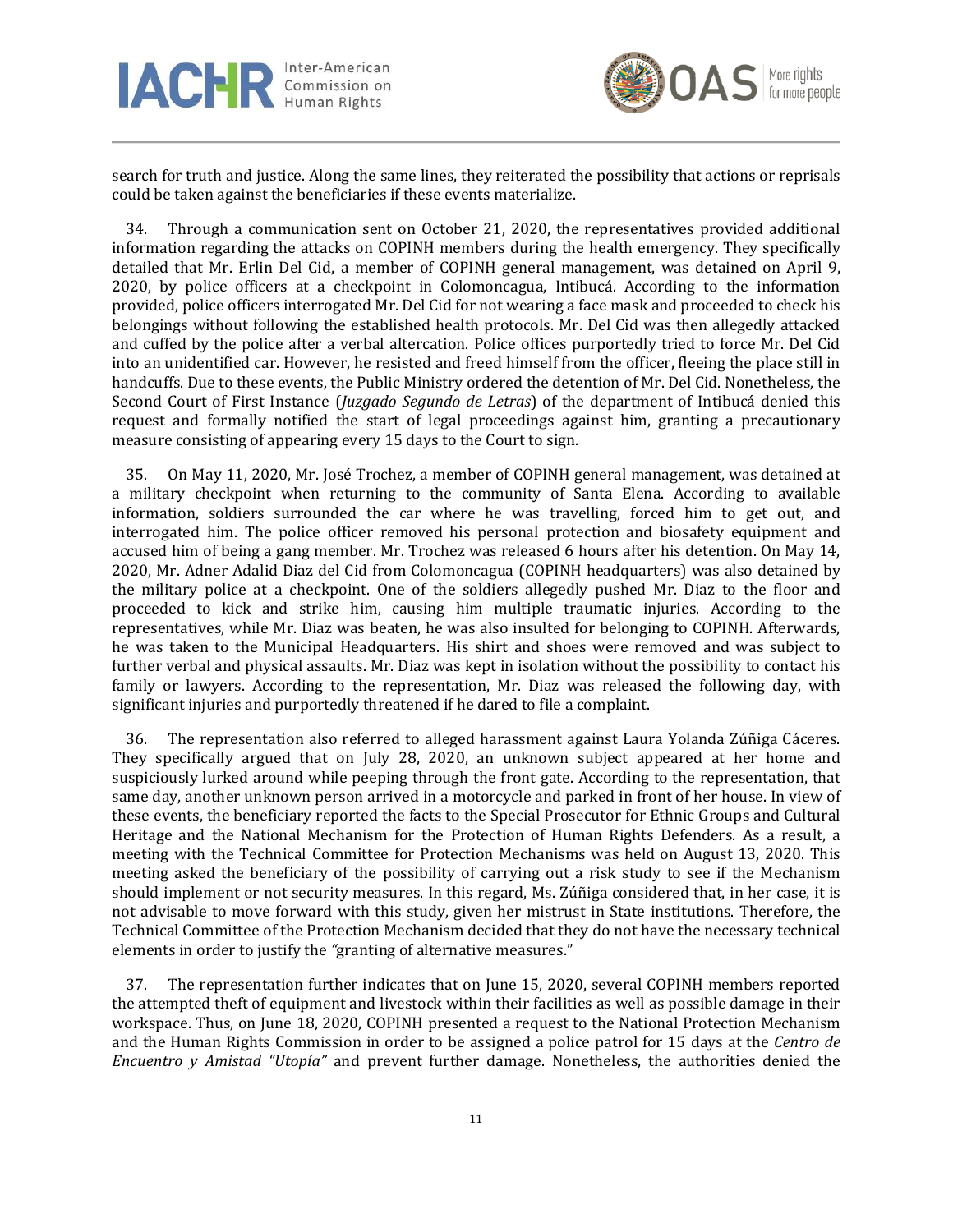search for truth and justice. Along the same lines, they reiterated the possibility that actions or reprisals could be taken against the beneficiaries if these events materialize.

34. Through a communication sent on October 21, 2020, the representatives provided additional information regarding the attacks on COPINH members during the health emergency. They specifically detailed that Mr. Erlin Del Cid, a member of COPINH general management, was detained on April 9, 2020, by police officers at a checkpoint in Colomoncagua, Intibucá. According to the information provided, police officers interrogated Mr. Del Cid for not wearing a face mask and proceeded to check his belongings without following the established health protocols. Mr. Del Cid was then allegedly attacked and cuffed by the police after a verbal altercation. Police offices purportedly tried to force Mr. Del Cid into an unidentified car. However, he resisted and freed himself from the officer, fleeing the place still in handcuffs. Due to these events, the Public Ministry ordered the detention of Mr. Del Cid. Nonetheless, the Second Court of First Instance (*Juzgado Segundo de Letras*) of the department of Intibucá denied this request and formally notified the start of legal proceedings against him, granting a precautionary measure consisting of appearing every 15 days to the Court to sign.

35. On May 11, 2020, Mr. José Trochez, a member of COPINH general management, was detained at a military checkpoint when returning to the community of Santa Elena. According to available information, soldiers surrounded the car where he was travelling, forced him to get out, and interrogated him. The police officer removed his personal protection and biosafety equipment and accused him of being a gang member. Mr. Trochez was released 6 hours after his detention. On May 14, 2020, Mr. Adner Adalid Diaz del Cid from Colomoncagua (COPINH headquarters) was also detained by the military police at a checkpoint. One of the soldiers allegedly pushed Mr. Diaz to the floor and proceeded to kick and strike him, causing him multiple traumatic injuries. According to the representatives, while Mr. Diaz was beaten, he was also insulted for belonging to COPINH. Afterwards, he was taken to the Municipal Headquarters. His shirt and shoes were removed and was subject to further verbal and physical assaults. Mr. Diaz was kept in isolation without the possibility to contact his family or lawyers. According to the representation, Mr. Diaz was released the following day, with significant injuries and purportedly threatened if he dared to file a complaint.

36. The representation also referred to alleged harassment against Laura Yolanda Zúñiga Cáceres. They specifically argued that on July 28, 2020, an unknown subject appeared at her home and suspiciously lurked around while peeping through the front gate. According to the representation, that same day, another unknown person arrived in a motorcycle and parked in front of her house. In view of these events, the beneficiary reported the facts to the Special Prosecutor for Ethnic Groups and Cultural Heritage and the National Mechanism for the Protection of Human Rights Defenders. As a result, a meeting with the Technical Committee for Protection Mechanisms was held on August 13, 2020. This meeting asked the beneficiary of the possibility of carrying out a risk study to see if the Mechanism should implement or not security measures. In this regard, Ms. Zúñiga considered that, in her case, it is not advisable to move forward with this study, given her mistrust in State institutions. Therefore, the Technical Committee of the Protection Mechanism decided that they do not have the necessary technical elements in order to justify the *"*granting of alternative measures."

37. The representation further indicates that on June 15, 2020, several COPINH members reported the attempted theft of equipment and livestock within their facilities as well as possible damage in their workspace. Thus, on June 18, 2020, COPINH presented a request to the National Protection Mechanism and the Human Rights Commission in order to be assigned a police patrol for 15 days at the *Centro de Encuentro y Amistad "Utopía"* and prevent further damage. Nonetheless, the authorities denied the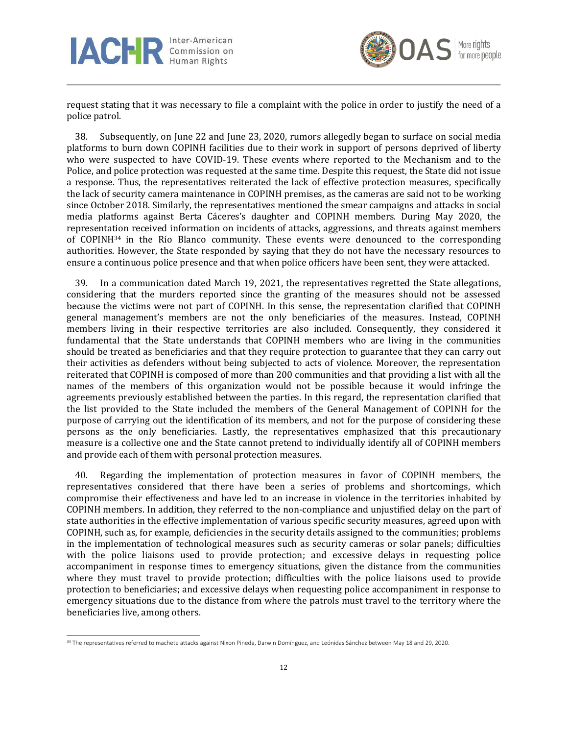request stating that it was necessary to file a complaint with the police in order to justify the need of a police patrol.

38. Subsequently, on June 22 and June 23, 2020, rumors allegedly began to surface on social media platforms to burn down COPINH facilities due to their work in support of persons deprived of liberty who were suspected to have COVID-19. These events where reported to the Mechanism and to the Police, and police protection was requested at the same time. Despite this request, the State did not issue a response. Thus, the representatives reiterated the lack of effective protection measures, specifically the lack of security camera maintenance in COPINH premises, as the cameras are said not to be working since October 2018. Similarly, the representatives mentioned the smear campaigns and attacks in social media platforms against Berta Cáceres's daughter and COPINH members. During May 2020, the representation received information on incidents of attacks, aggressions, and threats against members of COPINH[34] in the Río Blanco community. These events were denounced to the corresponding authorities. However, the State responded by saying that they do not have the necessary resources to ensure a continuous police presence and that when police officers have been sent, they were attacked.

39. In a communication dated March 19, 2021, the representatives regretted the State allegations, considering that the murders reported since the granting of the measures should not be assessed because the victims were not part of COPINH. In this sense, the representation clarified that COPINH general management's members are not the only beneficiaries of the measures. Instead, COPINH members living in their respective territories are also included. Consequently, they considered it fundamental that the State understands that COPINH members who are living in the communities should be treated as beneficiaries and that they require protection to guarantee that they can carry out their activities as defenders without being subjected to acts of violence. Moreover, the representation reiterated that COPINH is composed of more than 200 communities and that providing a list with all the names of the members of this organization would not be possible because it would infringe the agreements previously established between the parties. In this regard, the representation clarified that the list provided to the State included the members of the General Management of COPINH for the purpose of carrying out the identification of its members, and not for the purpose of considering these persons as the only beneficiaries. Lastly, the representatives emphasized that this precautionary measure is a collective one and the State cannot pretend to individually identify all of COPINH members and provide each of them with personal protection measures.

40. Regarding the implementation of protection measures in favor of COPINH members, the representatives considered that there have been a series of problems and shortcomings, which compromise their effectiveness and have led to an increase in violence in the territories inhabited by COPINH members. In addition, they referred to the non-compliance and unjustified delay on the part of state authorities in the effective implementation of various specific security measures, agreed upon with COPINH, such as, for example, deficiencies in the security details assigned to the communities; problems in the implementation of technological measures such as security cameras or solar panels; difficulties with the police liaisons used to provide protection; and excessive delays in requesting police accompaniment in response times to emergency situations, given the distance from the communities where they must travel to provide protection; difficulties with the police liaisons used to provide protection to beneficiaries; and excessive delays when requesting police accompaniment in response to emergency situations due to the distance from where the patrols must travel to the territory where the beneficiaries live, among others.

---

[34] The representatives referred to machete attacks against Nixon Pineda, Darwin Domínguez, and Leónidas Sánchez between May 18 and 29, 2020.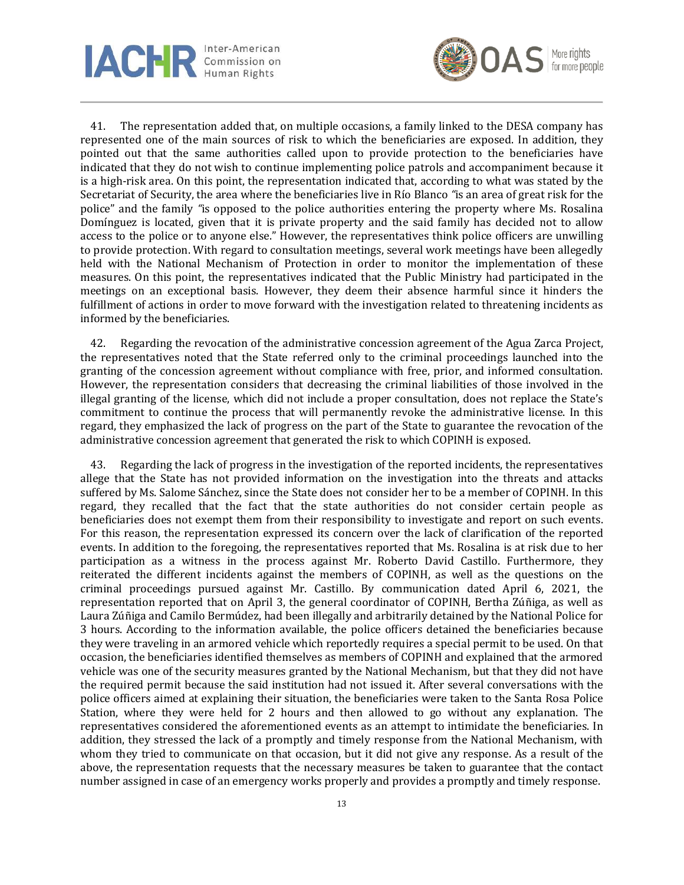41. The representation added that, on multiple occasions, a family linked to the DESA company has represented one of the main sources of risk to which the beneficiaries are exposed. In addition, they pointed out that the same authorities called upon to provide protection to the beneficiaries have indicated that they do not wish to continue implementing police patrols and accompaniment because it is a high-risk area. On this point, the representation indicated that, according to what was stated by the Secretariat of Security, the area where the beneficiaries live in Río Blanco *"*is an area of great risk for the police" and the family *"*is opposed to the police authorities entering the property where Ms. Rosalina Domínguez is located, given that it is private property and the said family has decided not to allow access to the police or to anyone else." However, the representatives think police officers are unwilling to provide protection. With regard to consultation meetings, several work meetings have been allegedly held with the National Mechanism of Protection in order to monitor the implementation of these measures. On this point, the representatives indicated that the Public Ministry had participated in the meetings on an exceptional basis. However, they deem their absence harmful since it hinders the fulfillment of actions in order to move forward with the investigation related to threatening incidents as informed by the beneficiaries.

42. Regarding the revocation of the administrative concession agreement of the Agua Zarca Project, the representatives noted that the State referred only to the criminal proceedings launched into the granting of the concession agreement without compliance with free, prior, and informed consultation. However, the representation considers that decreasing the criminal liabilities of those involved in the illegal granting of the license, which did not include a proper consultation, does not replace the State's commitment to continue the process that will permanently revoke the administrative license. In this regard, they emphasized the lack of progress on the part of the State to guarantee the revocation of the administrative concession agreement that generated the risk to which COPINH is exposed.

43. Regarding the lack of progress in the investigation of the reported incidents, the representatives allege that the State has not provided information on the investigation into the threats and attacks suffered by Ms. Salome Sánchez, since the State does not consider her to be a member of COPINH. In this regard, they recalled that the fact that the state authorities do not consider certain people as beneficiaries does not exempt them from their responsibility to investigate and report on such events. For this reason, the representation expressed its concern over the lack of clarification of the reported events. In addition to the foregoing, the representatives reported that Ms. Rosalina is at risk due to her participation as a witness in the process against Mr. Roberto David Castillo. Furthermore, they reiterated the different incidents against the members of COPINH, as well as the questions on the criminal proceedings pursued against Mr. Castillo. By communication dated April 6, 2021, the representation reported that on April 3, the general coordinator of COPINH, Bertha Zúñiga, as well as Laura Zúñiga and Camilo Bermúdez, had been illegally and arbitrarily detained by the National Police for 3 hours. According to the information available, the police officers detained the beneficiaries because they were traveling in an armored vehicle which reportedly requires a special permit to be used. On that occasion, the beneficiaries identified themselves as members of COPINH and explained that the armored vehicle was one of the security measures granted by the National Mechanism, but that they did not have the required permit because the said institution had not issued it. After several conversations with the police officers aimed at explaining their situation, the beneficiaries were taken to the Santa Rosa Police Station, where they were held for 2 hours and then allowed to go without any explanation. The representatives considered the aforementioned events as an attempt to intimidate the beneficiaries. In addition, they stressed the lack of a promptly and timely response from the National Mechanism, with whom they tried to communicate on that occasion, but it did not give any response. As a result of the above, the representation requests that the necessary measures be taken to guarantee that the contact number assigned in case of an emergency works properly and provides a promptly and timely response.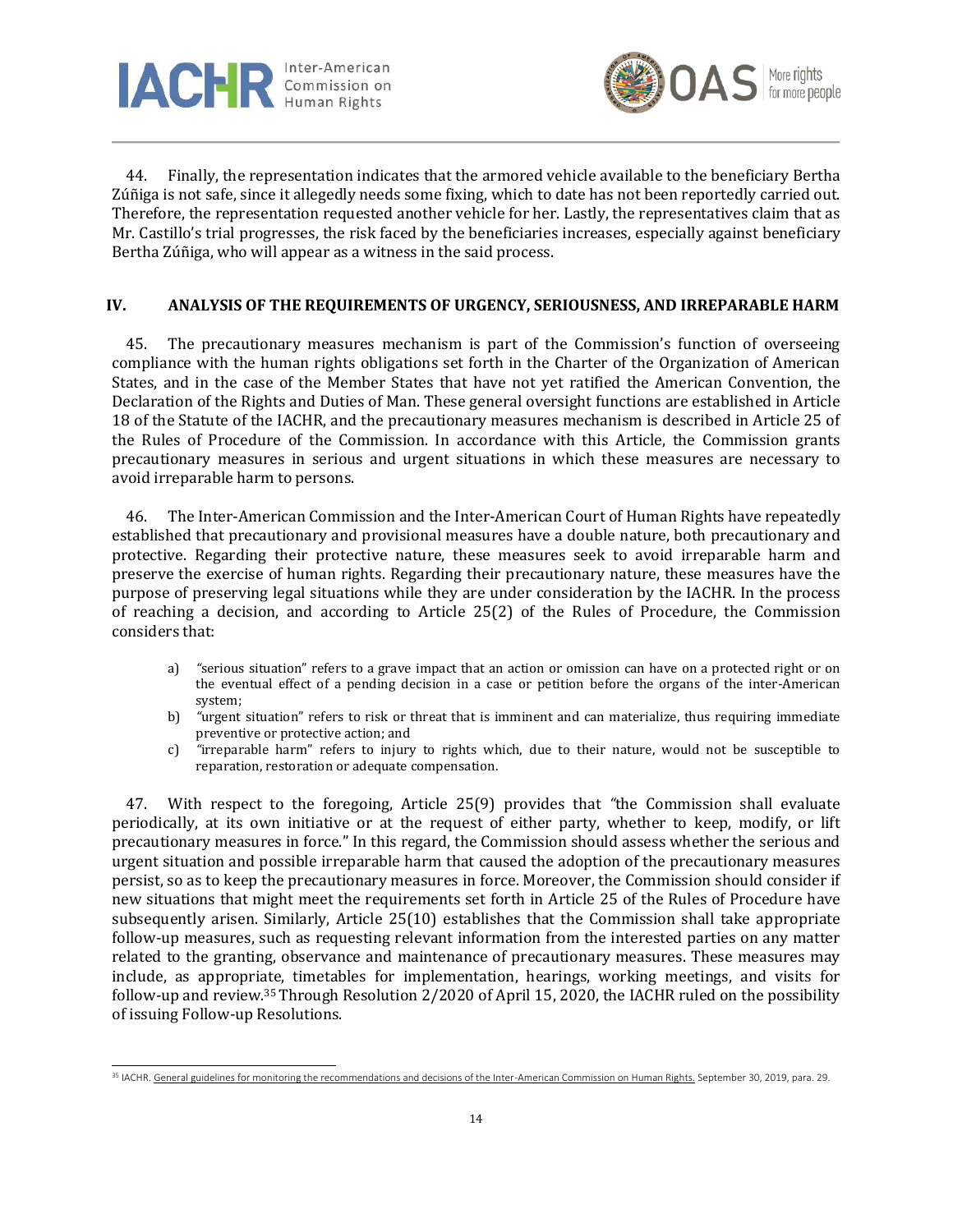44. Finally, the representation indicates that the armored vehicle available to the beneficiary Bertha Zúñiga is not safe, since it allegedly needs some fixing, which to date has not been reportedly carried out. Therefore, the representation requested another vehicle for her. Lastly, the representatives claim that as Mr. Castillo's trial progresses, the risk faced by the beneficiaries increases, especially against beneficiary Bertha Zúñiga, who will appear as a witness in the said process.

## IV. ANALYSIS OF THE REQUIREMENTS OF URGENCY, SERIOUSNESS, AND IRREPARABLE HARM

45. The precautionary measures mechanism is part of the Commission's function of overseeing compliance with the human rights obligations set forth in the Charter of the Organization of American States, and in the case of the Member States that have not yet ratified the American Convention, the Declaration of the Rights and Duties of Man. These general oversight functions are established in Article 18 of the Statute of the IACHR, and the precautionary measures mechanism is described in Article 25 of the Rules of Procedure of the Commission. In accordance with this Article, the Commission grants precautionary measures in serious and urgent situations in which these measures are necessary to avoid irreparable harm to persons.

46. The Inter-American Commission and the Inter-American Court of Human Rights have repeatedly established that precautionary and provisional measures have a double nature, both precautionary and protective. Regarding their protective nature, these measures seek to avoid irreparable harm and preserve the exercise of human rights. Regarding their precautionary nature, these measures have the purpose of preserving legal situations while they are under consideration by the IACHR. In the process of reaching a decision, and according to Article 25(2) of the Rules of Procedure, the Commission considers that:

a) "serious situation" refers to a grave impact that an action or omission can have on a protected right or on the eventual effect of a pending decision in a case or petition before the organs of the inter-American system;

b) "urgent situation" refers to risk or threat that is imminent and can materialize, thus requiring immediate preventive or protective action; and

c) "irreparable harm" refers to injury to rights which, due to their nature, would not be susceptible to reparation, restoration or adequate compensation.

47. With respect to the foregoing, Article 25(9) provides that "the Commission shall evaluate periodically, at its own initiative or at the request of either party, whether to keep, modify, or lift precautionary measures in force." In this regard, the Commission should assess whether the serious and urgent situation and possible irreparable harm that caused the adoption of the precautionary measures persist, so as to keep the precautionary measures in force. Moreover, the Commission should consider if new situations that might meet the requirements set forth in Article 25 of the Rules of Procedure have subsequently arisen. Similarly, Article 25(10) establishes that the Commission shall take appropriate follow-up measures, such as requesting relevant information from the interested parties on any matter related to the granting, observance and maintenance of precautionary measures. These measures may include, as appropriate, timetables for implementation, hearings, working meetings, and visits for follow-up and review.[35] Through Resolution 2/2020 of April 15, 2020, the IACHR ruled on the possibility of issuing Follow-up Resolutions.

[35] IACHR. General guidelines for monitoring the recommendations and decisions of the Inter-American Commission on Human Rights. September 30, 2019, para. 29.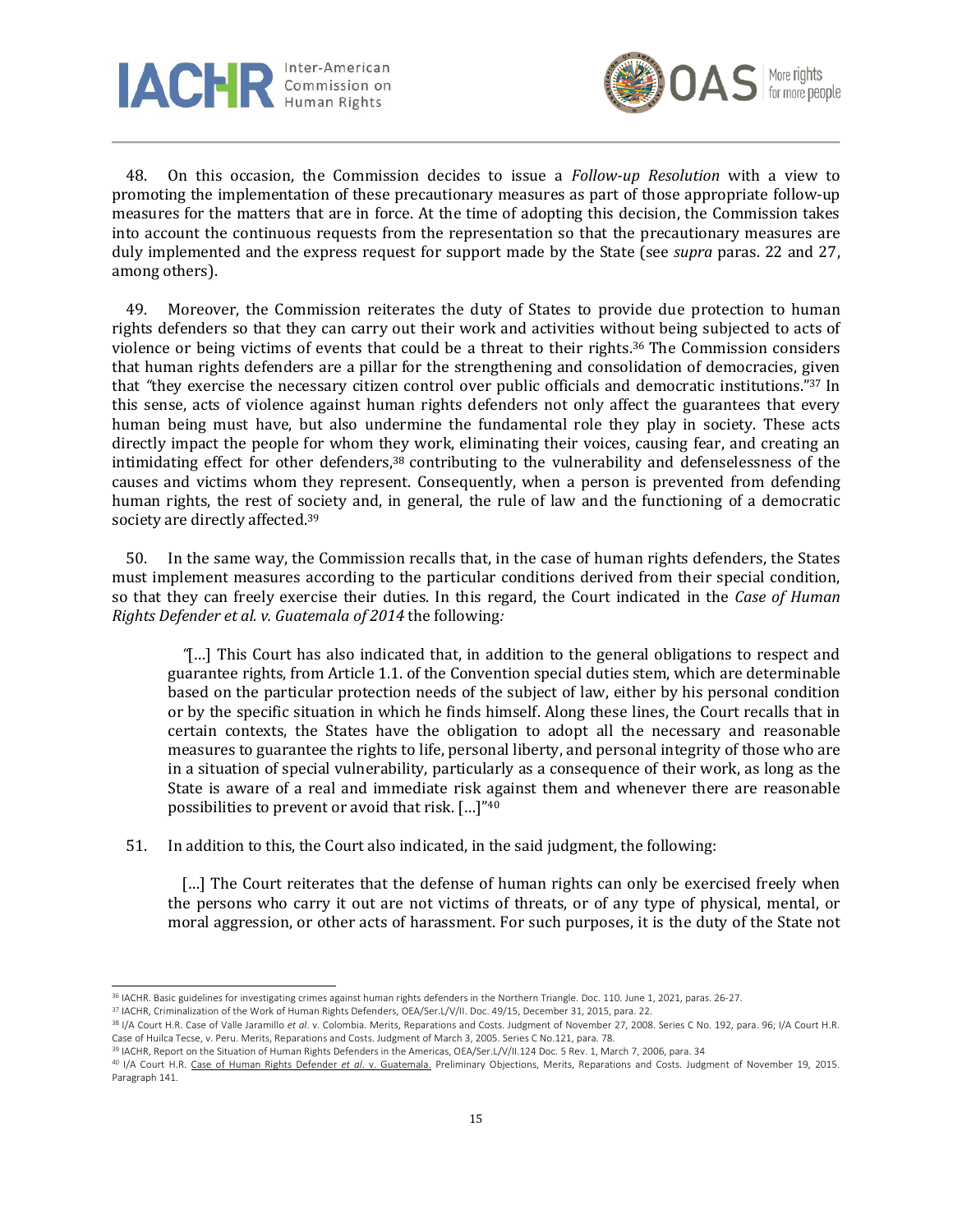48. On this occasion, the Commission decides to issue a *Follow-up Resolution* with a view to promoting the implementation of these precautionary measures as part of those appropriate follow-up measures for the matters that are in force. At the time of adopting this decision, the Commission takes into account the continuous requests from the representation so that the precautionary measures are duly implemented and the express request for support made by the State (see *supra* paras. 22 and 27, among others).

49. Moreover, the Commission reiterates the duty of States to provide due protection to human rights defenders so that they can carry out their work and activities without being subjected to acts of violence or being victims of events that could be a threat to their rights.[36] The Commission considers that human rights defenders are a pillar for the strengthening and consolidation of democracies, given that *"*they exercise the necessary citizen control over public officials and democratic institutions."[37] In this sense, acts of violence against human rights defenders not only affect the guarantees that every human being must have, but also undermine the fundamental role they play in society. These acts directly impact the people for whom they work, eliminating their voices, causing fear, and creating an intimidating effect for other defenders,[38] contributing to the vulnerability and defenselessness of the causes and victims whom they represent. Consequently, when a person is prevented from defending human rights, the rest of society and, in general, the rule of law and the functioning of a democratic society are directly affected.[39]

50. In the same way, the Commission recalls that, in the case of human rights defenders, the States must implement measures according to the particular conditions derived from their special condition, so that they can freely exercise their duties. In this regard, the Court indicated in the *Case of Human Rights Defender et al. v. Guatemala of 2014* the following*:*

> *"*[…] This Court has also indicated that, in addition to the general obligations to respect and guarantee rights, from Article 1.1. of the Convention special duties stem, which are determinable based on the particular protection needs of the subject of law, either by his personal condition or by the specific situation in which he finds himself. Along these lines, the Court recalls that in certain contexts, the States have the obligation to adopt all the necessary and reasonable measures to guarantee the rights to life, personal liberty, and personal integrity of those who are in a situation of special vulnerability, particularly as a consequence of their work, as long as the State is aware of a real and immediate risk against them and whenever there are reasonable possibilities to prevent or avoid that risk. […]"[40]

51. In addition to this, the Court also indicated, in the said judgment, the following:

> […] The Court reiterates that the defense of human rights can only be exercised freely when the persons who carry it out are not victims of threats, or of any type of physical, mental, or moral aggression, or other acts of harassment. For such purposes, it is the duty of the State not

---

[36] IACHR. Basic guidelines for investigating crimes against human rights defenders in the Northern Triangle. Doc. 110. June 1, 2021, paras. 26-27.

[37] IACHR, Criminalization of the Work of Human Rights Defenders, OEA/Ser.L/V/II. Doc. 49/15, December 31, 2015, para. 22.

[38] I/A Court H.R. Case of Valle Jaramillo *et al*. v. Colombia. Merits, Reparations and Costs. Judgment of November 27, 2008. Series C No. 192, para. 96; I/A Court H.R. Case of Huilca Tecse, v. Peru. Merits, Reparations and Costs. Judgment of March 3, 2005. Series C No.121, para. 78.

[39] IACHR, Report on the Situation of Human Rights Defenders in the Americas, OEA/Ser.L/V/II.124 Doc. 5 Rev. 1, March 7, 2006, para. 34

[40] I/A Court H.R. Case of Human Rights Defender *et al*. v. Guatemala. Preliminary Objections, Merits, Reparations and Costs. Judgment of November 19, 2015. Paragraph 141.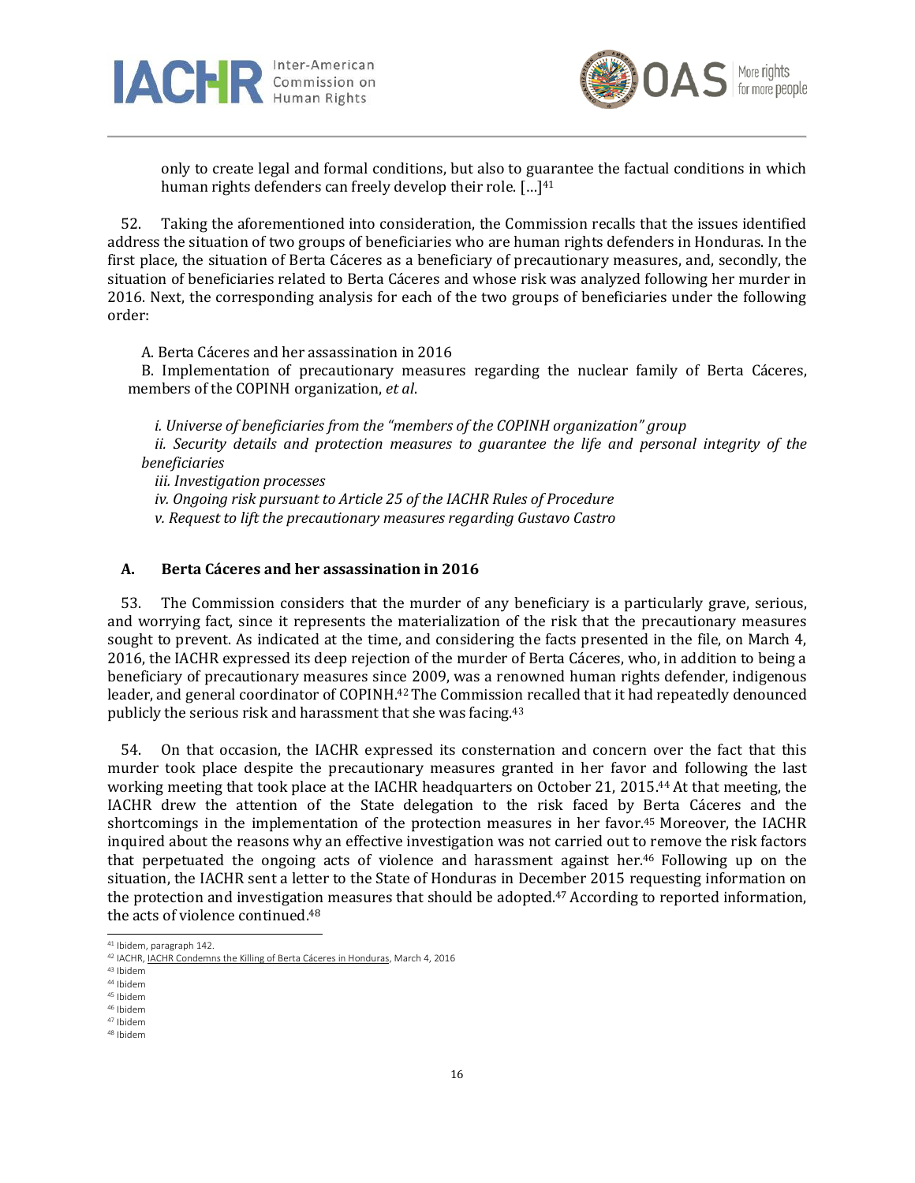only to create legal and formal conditions, but also to guarantee the factual conditions in which human rights defenders can freely develop their role. […][41]

52. Taking the aforementioned into consideration, the Commission recalls that the issues identified address the situation of two groups of beneficiaries who are human rights defenders in Honduras. In the first place, the situation of Berta Cáceres as a beneficiary of precautionary measures, and, secondly, the situation of beneficiaries related to Berta Cáceres and whose risk was analyzed following her murder in 2016. Next, the corresponding analysis for each of the two groups of beneficiaries under the following order:

A. Berta Cáceres and her assassination in 2016

B. Implementation of precautionary measures regarding the nuclear family of Berta Cáceres, members of the COPINH organization, *et al*.

*i. Universe of beneficiaries from the "members of the COPINH organization" group*

*ii. Security details and protection measures to guarantee the life and personal integrity of the beneficiaries*

*iii. Investigation processes*

*iv. Ongoing risk pursuant to Article 25 of the IACHR Rules of Procedure*

*v. Request to lift the precautionary measures regarding Gustavo Castro*

## A. Berta Cáceres and her assassination in 2016

53. The Commission considers that the murder of any beneficiary is a particularly grave, serious, and worrying fact, since it represents the materialization of the risk that the precautionary measures sought to prevent. As indicated at the time, and considering the facts presented in the file, on March 4, 2016, the IACHR expressed its deep rejection of the murder of Berta Cáceres, who, in addition to being a beneficiary of precautionary measures since 2009, was a renowned human rights defender, indigenous leader, and general coordinator of COPINH.[42] The Commission recalled that it had repeatedly denounced publicly the serious risk and harassment that she was facing.[43]

54. On that occasion, the IACHR expressed its consternation and concern over the fact that this murder took place despite the precautionary measures granted in her favor and following the last working meeting that took place at the IACHR headquarters on October 21, 2015.[44] At that meeting, the IACHR drew the attention of the State delegation to the risk faced by Berta Cáceres and the shortcomings in the implementation of the protection measures in her favor.[45] Moreover, the IACHR inquired about the reasons why an effective investigation was not carried out to remove the risk factors that perpetuated the ongoing acts of violence and harassment against her.[46] Following up on the situation, the IACHR sent a letter to the State of Honduras in December 2015 requesting information on the protection and investigation measures that should be adopted.[47] According to reported information, the acts of violence continued.[48]

---

[41] Ibidem, paragraph 142.

[42] IACHR, IACHR Condemns the Killing of Berta Cáceres in Honduras, March 4, 2016

[43] Ibidem

[44] Ibidem

[45] Ibidem

[46] Ibidem

[47] Ibidem

[48] Ibidem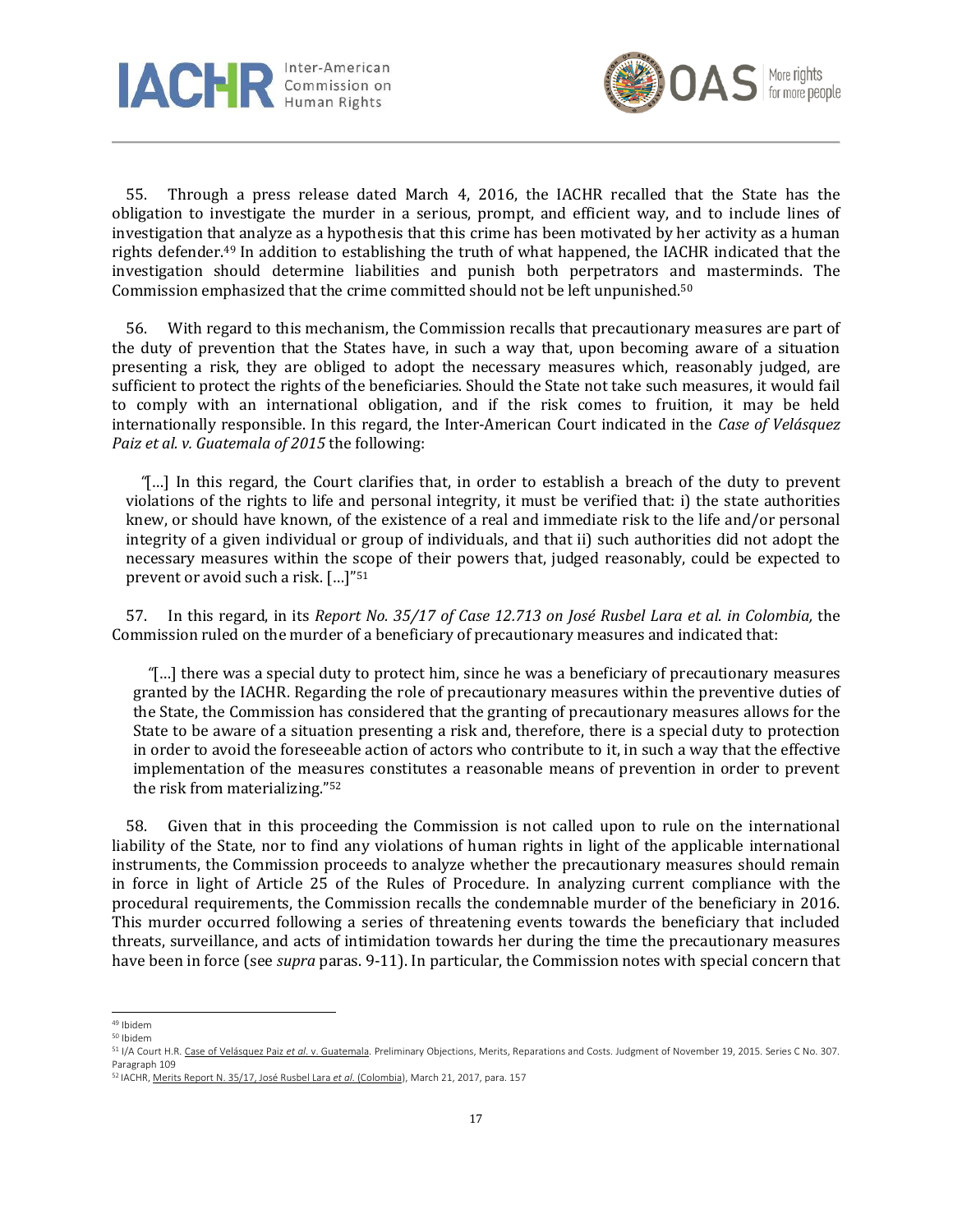55. Through a press release dated March 4, 2016, the IACHR recalled that the State has the obligation to investigate the murder in a serious, prompt, and efficient way, and to include lines of investigation that analyze as a hypothesis that this crime has been motivated by her activity as a human rights defender.[49] In addition to establishing the truth of what happened, the IACHR indicated that the investigation should determine liabilities and punish both perpetrators and masterminds. The Commission emphasized that the crime committed should not be left unpunished.[50]

56. With regard to this mechanism, the Commission recalls that precautionary measures are part of the duty of prevention that the States have, in such a way that, upon becoming aware of a situation presenting a risk, they are obliged to adopt the necessary measures which, reasonably judged, are sufficient to protect the rights of the beneficiaries. Should the State not take such measures, it would fail to comply with an international obligation, and if the risk comes to fruition, it may be held internationally responsible. In this regard, the Inter-American Court indicated in the *Case of Velásquez Paiz et al. v. Guatemala of 2015* the following:

> "[…] In this regard, the Court clarifies that, in order to establish a breach of the duty to prevent violations of the rights to life and personal integrity, it must be verified that: i) the state authorities knew, or should have known, of the existence of a real and immediate risk to the life and/or personal integrity of a given individual or group of individuals, and that ii) such authorities did not adopt the necessary measures within the scope of their powers that, judged reasonably, could be expected to prevent or avoid such a risk. […]"[51]

57. In this regard, in its *Report No. 35/17 of Case 12.713 on José Rusbel Lara et al. in Colombia,* the Commission ruled on the murder of a beneficiary of precautionary measures and indicated that:

> "[…] there was a special duty to protect him, since he was a beneficiary of precautionary measures granted by the IACHR. Regarding the role of precautionary measures within the preventive duties of the State, the Commission has considered that the granting of precautionary measures allows for the State to be aware of a situation presenting a risk and, therefore, there is a special duty to protection in order to avoid the foreseeable action of actors who contribute to it, in such a way that the effective implementation of the measures constitutes a reasonable means of prevention in order to prevent the risk from materializing."[52]

58. Given that in this proceeding the Commission is not called upon to rule on the international liability of the State, nor to find any violations of human rights in light of the applicable international instruments, the Commission proceeds to analyze whether the precautionary measures should remain in force in light of Article 25 of the Rules of Procedure. In analyzing current compliance with the procedural requirements, the Commission recalls the condemnable murder of the beneficiary in 2016. This murder occurred following a series of threatening events towards the beneficiary that included threats, surveillance, and acts of intimidation towards her during the time the precautionary measures have been in force (see *supra* paras. 9-11). In particular, the Commission notes with special concern that

---

[49] Ibidem

[50] Ibidem

[51] I/A Court H.R. Case of Velásquez Paiz *et al*. v. Guatemala. Preliminary Objections, Merits, Reparations and Costs. Judgment of November 19, 2015. Series C No. 307. Paragraph 109

[52] IACHR, Merits Report N. 35/17, José Rusbel Lara *et al*. (Colombia), March 21, 2017, para. 157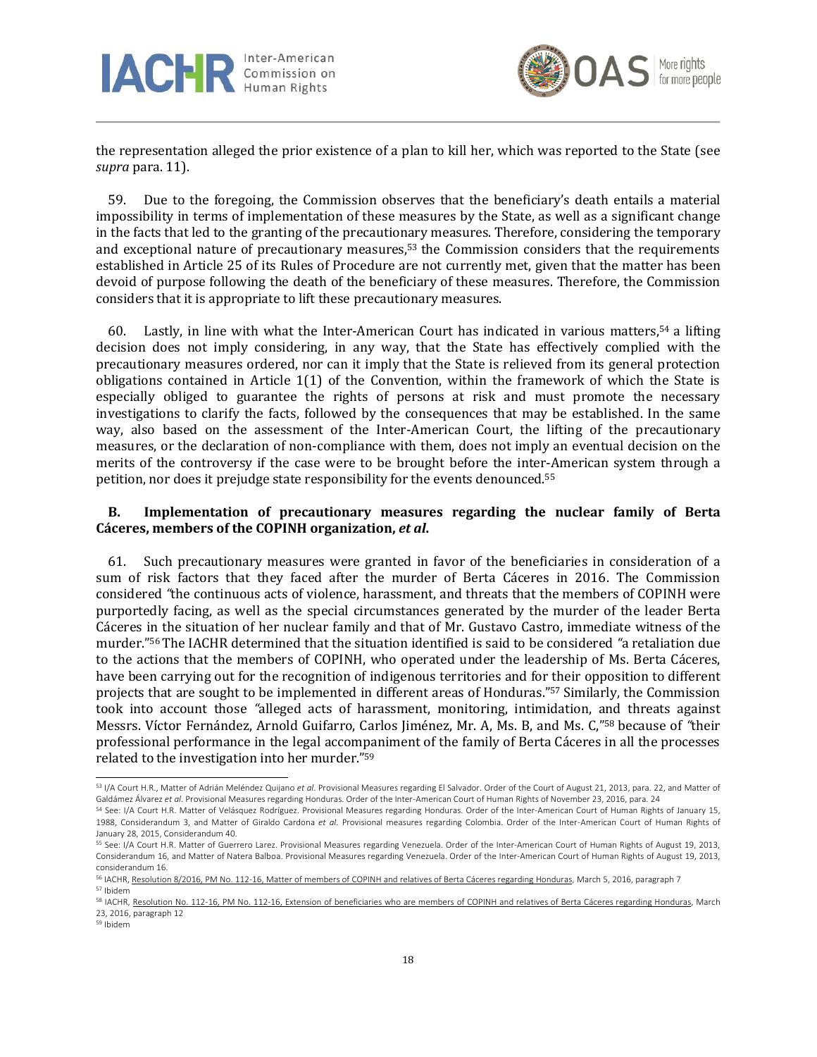the representation alleged the prior existence of a plan to kill her, which was reported to the State (see *supra* para. 11).

59. Due to the foregoing, the Commission observes that the beneficiary's death entails a material impossibility in terms of implementation of these measures by the State, as well as a significant change in the facts that led to the granting of the precautionary measures. Therefore, considering the temporary and exceptional nature of precautionary measures,[53] the Commission considers that the requirements established in Article 25 of its Rules of Procedure are not currently met, given that the matter has been devoid of purpose following the death of the beneficiary of these measures. Therefore, the Commission considers that it is appropriate to lift these precautionary measures.

60. Lastly, in line with what the Inter-American Court has indicated in various matters,[54] a lifting decision does not imply considering, in any way, that the State has effectively complied with the precautionary measures ordered, nor can it imply that the State is relieved from its general protection obligations contained in Article 1(1) of the Convention, within the framework of which the State is especially obliged to guarantee the rights of persons at risk and must promote the necessary investigations to clarify the facts, followed by the consequences that may be established. In the same way, also based on the assessment of the Inter-American Court, the lifting of the precautionary measures, or the declaration of non-compliance with them, does not imply an eventual decision on the merits of the controversy if the case were to be brought before the inter-American system through a petition, nor does it prejudge state responsibility for the events denounced.[55]

### B. Implementation of precautionary measures regarding the nuclear family of Berta Cáceres, members of the COPINH organization, *et al*.

61. Such precautionary measures were granted in favor of the beneficiaries in consideration of a sum of risk factors that they faced after the murder of Berta Cáceres in 2016. The Commission considered *"*the continuous acts of violence, harassment, and threats that the members of COPINH were purportedly facing, as well as the special circumstances generated by the murder of the leader Berta Cáceres in the situation of her nuclear family and that of Mr. Gustavo Castro, immediate witness of the murder."[56] The IACHR determined that the situation identified is said to be considered *"*a retaliation due to the actions that the members of COPINH, who operated under the leadership of Ms. Berta Cáceres, have been carrying out for the recognition of indigenous territories and for their opposition to different projects that are sought to be implemented in different areas of Honduras."[57] Similarly, the Commission took into account those *"*alleged acts of harassment, monitoring, intimidation, and threats against Messrs. Víctor Fernández, Arnold Guifarro, Carlos Jiménez, Mr. A, Ms. B, and Ms. C,"[58] because of *"*their professional performance in the legal accompaniment of the family of Berta Cáceres in all the processes related to the investigation into her murder."[59]

---

[53] I/A Court H.R., Matter of Adrián Meléndez Quijano *et al*. Provisional Measures regarding El Salvador. Order of the Court of August 21, 2013, para. 22, and Matter of Galdámez Álvarez *et al*. Provisional Measures regarding Honduras. Order of the Inter-American Court of Human Rights of November 23, 2016, para. 24

[54] See: I/A Court H.R. Matter of Velásquez Rodríguez. Provisional Measures regarding Honduras. Order of the Inter-American Court of Human Rights of January 15, 1988, Considerandum 3, and Matter of Giraldo Cardona *et al*. Provisional measures regarding Colombia. Order of the Inter-American Court of Human Rights of January 28, 2015, Considerandum 40.

[55] See: I/A Court H.R. Matter of Guerrero Larez. Provisional Measures regarding Venezuela. Order of the Inter-American Court of Human Rights of August 19, 2013, Considerandum 16, and Matter of Natera Balboa. Provisional Measures regarding Venezuela. Order of the Inter-American Court of Human Rights of August 19, 2013, considerandum 16.

[56] IACHR, Resolution 8/2016, PM No. 112-16, Matter of members of COPINH and relatives of Berta Cáceres regarding Honduras, March 5, 2016, paragraph 7

[57] Ibidem

[58] IACHR, Resolution No. 112-16, PM No. 112-16, Extension of beneficiaries who are members of COPINH and relatives of Berta Cáceres regarding Honduras, March 23, 2016, paragraph 12

[59] Ibidem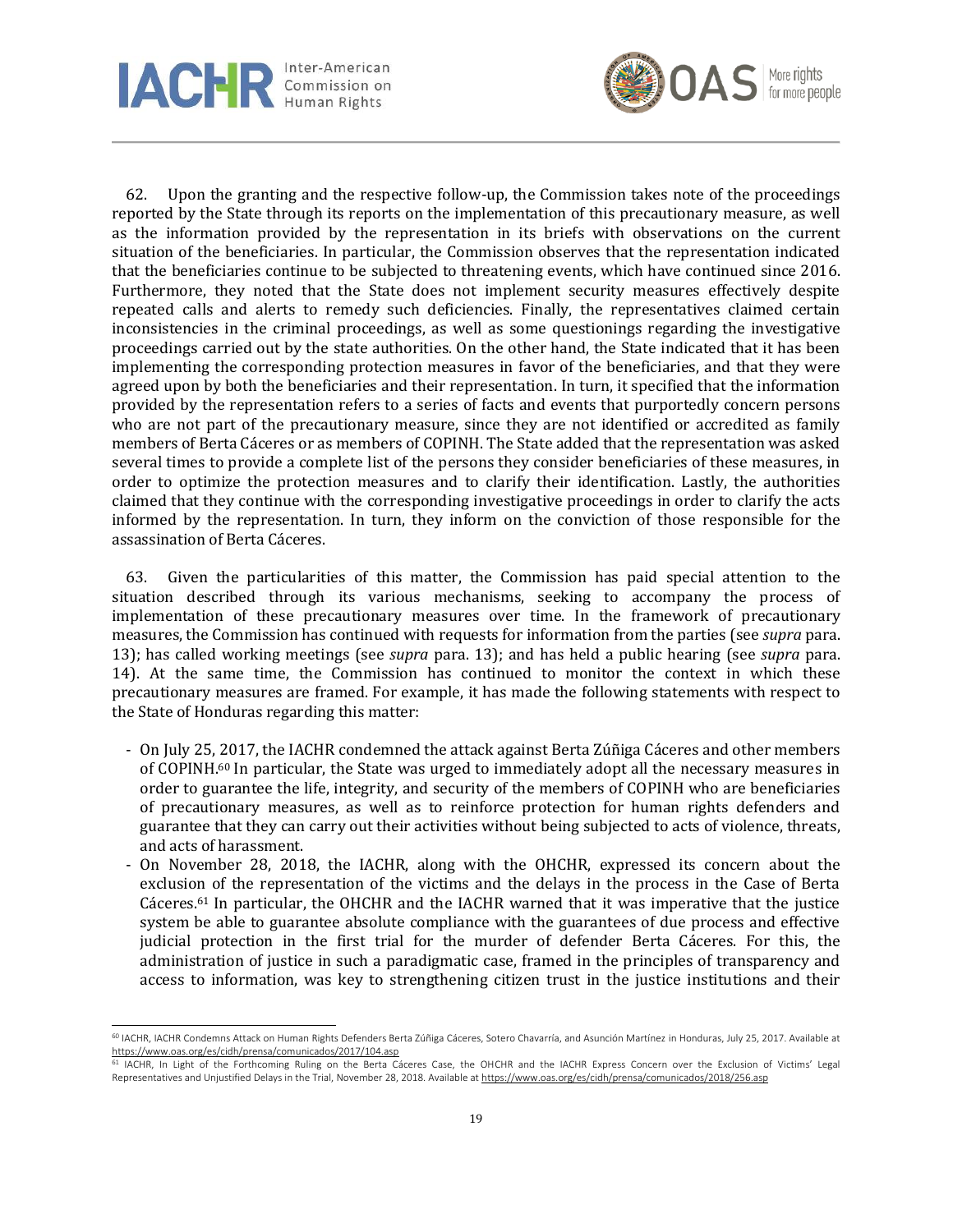62. Upon the granting and the respective follow-up, the Commission takes note of the proceedings reported by the State through its reports on the implementation of this precautionary measure, as well as the information provided by the representation in its briefs with observations on the current situation of the beneficiaries. In particular, the Commission observes that the representation indicated that the beneficiaries continue to be subjected to threatening events, which have continued since 2016. Furthermore, they noted that the State does not implement security measures effectively despite repeated calls and alerts to remedy such deficiencies. Finally, the representatives claimed certain inconsistencies in the criminal proceedings, as well as some questionings regarding the investigative proceedings carried out by the state authorities. On the other hand, the State indicated that it has been implementing the corresponding protection measures in favor of the beneficiaries, and that they were agreed upon by both the beneficiaries and their representation. In turn, it specified that the information provided by the representation refers to a series of facts and events that purportedly concern persons who are not part of the precautionary measure, since they are not identified or accredited as family members of Berta Cáceres or as members of COPINH. The State added that the representation was asked several times to provide a complete list of the persons they consider beneficiaries of these measures, in order to optimize the protection measures and to clarify their identification. Lastly, the authorities claimed that they continue with the corresponding investigative proceedings in order to clarify the acts informed by the representation. In turn, they inform on the conviction of those responsible for the assassination of Berta Cáceres.

63. Given the particularities of this matter, the Commission has paid special attention to the situation described through its various mechanisms, seeking to accompany the process of implementation of these precautionary measures over time. In the framework of precautionary measures, the Commission has continued with requests for information from the parties (see *supra* para. 13); has called working meetings (see *supra* para. 13); and has held a public hearing (see *supra* para. 14). At the same time, the Commission has continued to monitor the context in which these precautionary measures are framed. For example, it has made the following statements with respect to the State of Honduras regarding this matter:

- On July 25, 2017, the IACHR condemned the attack against Berta Zúñiga Cáceres and other members of COPINH.[60] In particular, the State was urged to immediately adopt all the necessary measures in order to guarantee the life, integrity, and security of the members of COPINH who are beneficiaries of precautionary measures, as well as to reinforce protection for human rights defenders and guarantee that they can carry out their activities without being subjected to acts of violence, threats, and acts of harassment.
- On November 28, 2018, the IACHR, along with the OHCHR, expressed its concern about the exclusion of the representation of the victims and the delays in the process in the Case of Berta Cáceres.[61] In particular, the OHCHR and the IACHR warned that it was imperative that the justice system be able to guarantee absolute compliance with the guarantees of due process and effective judicial protection in the first trial for the murder of defender Berta Cáceres. For this, the administration of justice in such a paradigmatic case, framed in the principles of transparency and access to information, was key to strengthening citizen trust in the justice institutions and their

---

[60] IACHR, IACHR Condemns Attack on Human Rights Defenders Berta Zúñiga Cáceres, Sotero Chavarría, and Asunción Martínez in Honduras, July 25, 2017. Available at https://www.oas.org/es/cidh/prensa/comunicados/2017/104.asp

[61] IACHR, In Light of the Forthcoming Ruling on the Berta Cáceres Case, the OHCHR and the IACHR Express Concern over the Exclusion of Victims' Legal Representatives and Unjustified Delays in the Trial, November 28, 2018. Available at https://www.oas.org/es/cidh/prensa/comunicados/2018/256.asp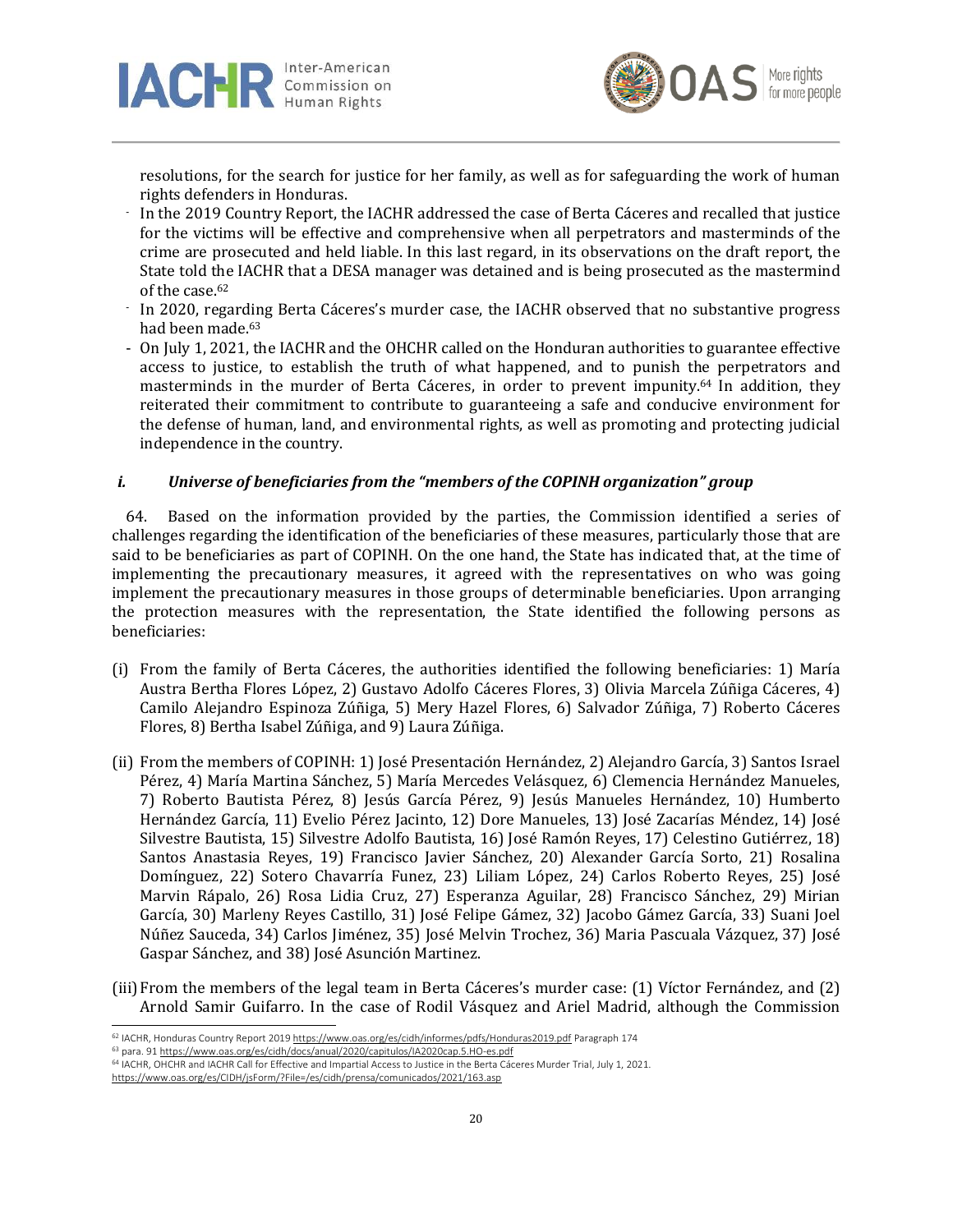resolutions, for the search for justice for her family, as well as for safeguarding the work of human rights defenders in Honduras.

- In the 2019 Country Report, the IACHR addressed the case of Berta Cáceres and recalled that justice for the victims will be effective and comprehensive when all perpetrators and masterminds of the crime are prosecuted and held liable. In this last regard, in its observations on the draft report, the State told the IACHR that a DESA manager was detained and is being prosecuted as the mastermind of the case.[62]
- In 2020, regarding Berta Cáceres's murder case, the IACHR observed that no substantive progress had been made.[63]
- On July 1, 2021, the IACHR and the OHCHR called on the Honduran authorities to guarantee effective access to justice, to establish the truth of what happened, and to punish the perpetrators and masterminds in the murder of Berta Cáceres, in order to prevent impunity.[64] In addition, they reiterated their commitment to contribute to guaranteeing a safe and conducive environment for the defense of human, land, and environmental rights, as well as promoting and protecting judicial independence in the country.

### *i. Universe of beneficiaries from the "members of the COPINH organization" group*

64. Based on the information provided by the parties, the Commission identified a series of challenges regarding the identification of the beneficiaries of these measures, particularly those that are said to be beneficiaries as part of COPINH. On the one hand, the State has indicated that, at the time of implementing the precautionary measures, it agreed with the representatives on who was going implement the precautionary measures in those groups of determinable beneficiaries. Upon arranging the protection measures with the representation, the State identified the following persons as beneficiaries:

(i) From the family of Berta Cáceres, the authorities identified the following beneficiaries: 1) María Austra Bertha Flores López, 2) Gustavo Adolfo Cáceres Flores, 3) Olivia Marcela Zúñiga Cáceres, 4) Camilo Alejandro Espinoza Zúñiga, 5) Mery Hazel Flores, 6) Salvador Zúñiga, 7) Roberto Cáceres Flores, 8) Bertha Isabel Zúñiga, and 9) Laura Zúñiga.

(ii) From the members of COPINH: 1) José Presentación Hernández, 2) Alejandro García, 3) Santos Israel Pérez, 4) María Martina Sánchez, 5) María Mercedes Velásquez, 6) Clemencia Hernández Manueles, 7) Roberto Bautista Pérez, 8) Jesús García Pérez, 9) Jesús Manueles Hernández, 10) Humberto Hernández García, 11) Evelio Pérez Jacinto, 12) Dore Manueles, 13) José Zacarías Méndez, 14) José Silvestre Bautista, 15) Silvestre Adolfo Bautista, 16) José Ramón Reyes, 17) Celestino Gutiérrez, 18) Santos Anastasia Reyes, 19) Francisco Javier Sánchez, 20) Alexander García Sorto, 21) Rosalina Domínguez, 22) Sotero Chavarría Funez, 23) Liliam López, 24) Carlos Roberto Reyes, 25) José Marvin Rápalo, 26) Rosa Lidia Cruz, 27) Esperanza Aguilar, 28) Francisco Sánchez, 29) Mirian García, 30) Marleny Reyes Castillo, 31) José Felipe Gámez, 32) Jacobo Gámez García, 33) Suani Joel Núñez Sauceda, 34) Carlos Jiménez, 35) José Melvin Trochez, 36) Maria Pascuala Vázquez, 37) José Gaspar Sánchez, and 38) José Asunción Martinez.

(iii) From the members of the legal team in Berta Cáceres's murder case: (1) Víctor Fernández, and (2) Arnold Samir Guifarro. In the case of Rodil Vásquez and Ariel Madrid, although the Commission

---

[62] IACHR, Honduras Country Report 2019 https://www.oas.org/es/cidh/informes/pdfs/Honduras2019.pdf Paragraph 174

[63] para. 91 https://www.oas.org/es/cidh/docs/anual/2020/capitulos/IA2020cap.5.HO-es.pdf

[64] IACHR, OHCHR and IACHR Call for Effective and Impartial Access to Justice in the Berta Cáceres Murder Trial, July 1, 2021. https://www.oas.org/es/CIDH/jsForm/?File=/es/cidh/prensa/comunicados/2021/163.asp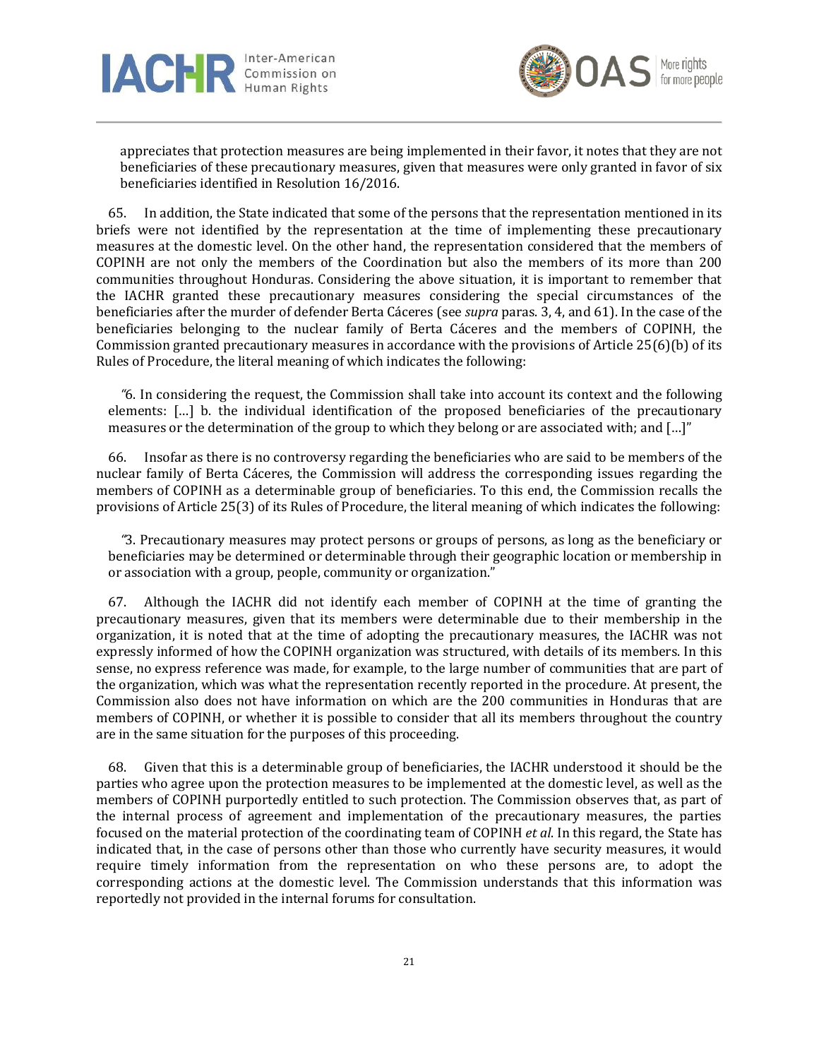appreciates that protection measures are being implemented in their favor, it notes that they are not beneficiaries of these precautionary measures, given that measures were only granted in favor of six beneficiaries identified in Resolution 16/2016.

65. In addition, the State indicated that some of the persons that the representation mentioned in its briefs were not identified by the representation at the time of implementing these precautionary measures at the domestic level. On the other hand, the representation considered that the members of COPINH are not only the members of the Coordination but also the members of its more than 200 communities throughout Honduras. Considering the above situation, it is important to remember that the IACHR granted these precautionary measures considering the special circumstances of the beneficiaries after the murder of defender Berta Cáceres (see *supra* paras. 3, 4, and 61). In the case of the beneficiaries belonging to the nuclear family of Berta Cáceres and the members of COPINH, the Commission granted precautionary measures in accordance with the provisions of Article 25(6)(b) of its Rules of Procedure, the literal meaning of which indicates the following:

> "6. In considering the request, the Commission shall take into account its context and the following elements: […] b. the individual identification of the proposed beneficiaries of the precautionary measures or the determination of the group to which they belong or are associated with; and […]"

66. Insofar as there is no controversy regarding the beneficiaries who are said to be members of the nuclear family of Berta Cáceres, the Commission will address the corresponding issues regarding the members of COPINH as a determinable group of beneficiaries. To this end, the Commission recalls the provisions of Article 25(3) of its Rules of Procedure, the literal meaning of which indicates the following:

> "3. Precautionary measures may protect persons or groups of persons, as long as the beneficiary or beneficiaries may be determined or determinable through their geographic location or membership in or association with a group, people, community or organization."

67. Although the IACHR did not identify each member of COPINH at the time of granting the precautionary measures, given that its members were determinable due to their membership in the organization, it is noted that at the time of adopting the precautionary measures, the IACHR was not expressly informed of how the COPINH organization was structured, with details of its members. In this sense, no express reference was made, for example, to the large number of communities that are part of the organization, which was what the representation recently reported in the procedure. At present, the Commission also does not have information on which are the 200 communities in Honduras that are members of COPINH, or whether it is possible to consider that all its members throughout the country are in the same situation for the purposes of this proceeding.

68. Given that this is a determinable group of beneficiaries, the IACHR understood it should be the parties who agree upon the protection measures to be implemented at the domestic level, as well as the members of COPINH purportedly entitled to such protection. The Commission observes that, as part of the internal process of agreement and implementation of the precautionary measures, the parties focused on the material protection of the coordinating team of COPINH *et al*. In this regard, the State has indicated that, in the case of persons other than those who currently have security measures, it would require timely information from the representation on who these persons are, to adopt the corresponding actions at the domestic level. The Commission understands that this information was reportedly not provided in the internal forums for consultation.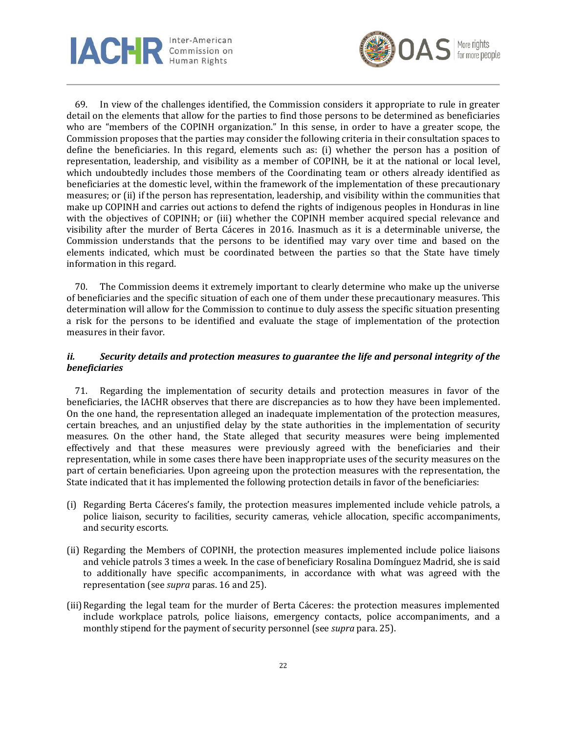69. In view of the challenges identified, the Commission considers it appropriate to rule in greater detail on the elements that allow for the parties to find those persons to be determined as beneficiaries who are "members of the COPINH organization." In this sense, in order to have a greater scope, the Commission proposes that the parties may consider the following criteria in their consultation spaces to define the beneficiaries. In this regard, elements such as: (i) whether the person has a position of representation, leadership, and visibility as a member of COPINH, be it at the national or local level, which undoubtedly includes those members of the Coordinating team or others already identified as beneficiaries at the domestic level, within the framework of the implementation of these precautionary measures; or (ii) if the person has representation, leadership, and visibility within the communities that make up COPINH and carries out actions to defend the rights of indigenous peoples in Honduras in line with the objectives of COPINH; or (iii) whether the COPINH member acquired special relevance and visibility after the murder of Berta Cáceres in 2016. Inasmuch as it is a determinable universe, the Commission understands that the persons to be identified may vary over time and based on the elements indicated, which must be coordinated between the parties so that the State have timely information in this regard.

70. The Commission deems it extremely important to clearly determine who make up the universe of beneficiaries and the specific situation of each one of them under these precautionary measures. This determination will allow for the Commission to continue to duly assess the specific situation presenting a risk for the persons to be identified and evaluate the stage of implementation of the protection measures in their favor.

### *ii. Security details and protection measures to guarantee the life and personal integrity of the beneficiaries*

71. Regarding the implementation of security details and protection measures in favor of the beneficiaries, the IACHR observes that there are discrepancies as to how they have been implemented. On the one hand, the representation alleged an inadequate implementation of the protection measures, certain breaches, and an unjustified delay by the state authorities in the implementation of security measures. On the other hand, the State alleged that security measures were being implemented effectively and that these measures were previously agreed with the beneficiaries and their representation, while in some cases there have been inappropriate uses of the security measures on the part of certain beneficiaries. Upon agreeing upon the protection measures with the representation, the State indicated that it has implemented the following protection details in favor of the beneficiaries:

(i) Regarding Berta Cáceres's family, the protection measures implemented include vehicle patrols, a police liaison, security to facilities, security cameras, vehicle allocation, specific accompaniments, and security escorts.

(ii) Regarding the Members of COPINH, the protection measures implemented include police liaisons and vehicle patrols 3 times a week. In the case of beneficiary Rosalina Domínguez Madrid, she is said to additionally have specific accompaniments, in accordance with what was agreed with the representation (see *supra* paras. 16 and 25).

(iii) Regarding the legal team for the murder of Berta Cáceres: the protection measures implemented include workplace patrols, police liaisons, emergency contacts, police accompaniments, and a monthly stipend for the payment of security personnel (see *supra* para. 25).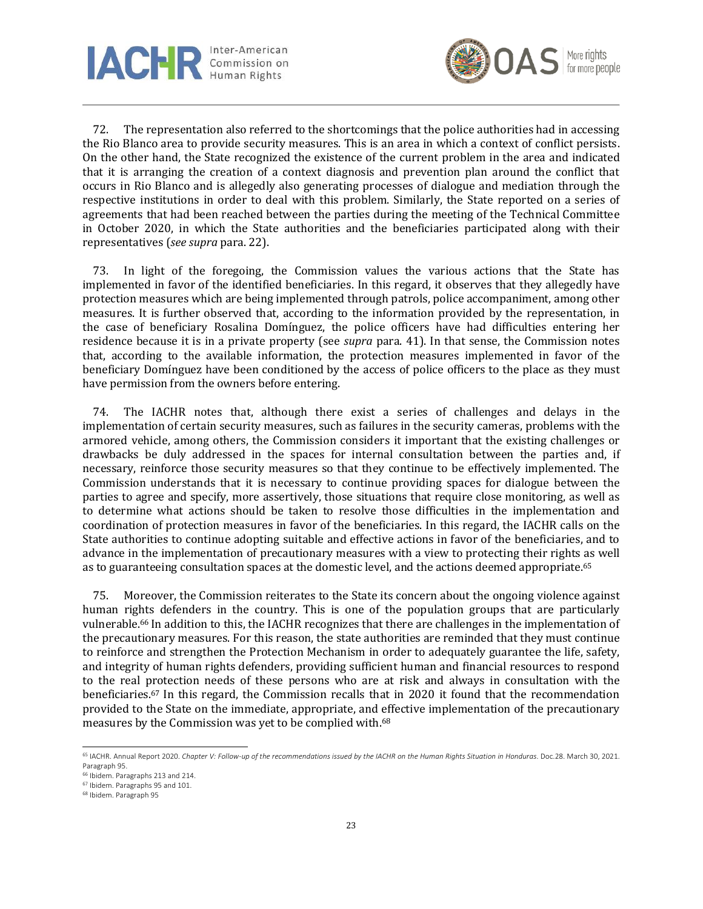72. The representation also referred to the shortcomings that the police authorities had in accessing the Rio Blanco area to provide security measures. This is an area in which a context of conflict persists. On the other hand, the State recognized the existence of the current problem in the area and indicated that it is arranging the creation of a context diagnosis and prevention plan around the conflict that occurs in Rio Blanco and is allegedly also generating processes of dialogue and mediation through the respective institutions in order to deal with this problem. Similarly, the State reported on a series of agreements that had been reached between the parties during the meeting of the Technical Committee in October 2020, in which the State authorities and the beneficiaries participated along with their representatives (*see supra* para. 22).

73. In light of the foregoing, the Commission values the various actions that the State has implemented in favor of the identified beneficiaries. In this regard, it observes that they allegedly have protection measures which are being implemented through patrols, police accompaniment, among other measures. It is further observed that, according to the information provided by the representation, in the case of beneficiary Rosalina Domínguez, the police officers have had difficulties entering her residence because it is in a private property (see *supra* para. 41). In that sense, the Commission notes that, according to the available information, the protection measures implemented in favor of the beneficiary Domínguez have been conditioned by the access of police officers to the place as they must have permission from the owners before entering.

74. The IACHR notes that, although there exist a series of challenges and delays in the implementation of certain security measures, such as failures in the security cameras, problems with the armored vehicle, among others, the Commission considers it important that the existing challenges or drawbacks be duly addressed in the spaces for internal consultation between the parties and, if necessary, reinforce those security measures so that they continue to be effectively implemented. The Commission understands that it is necessary to continue providing spaces for dialogue between the parties to agree and specify, more assertively, those situations that require close monitoring, as well as to determine what actions should be taken to resolve those difficulties in the implementation and coordination of protection measures in favor of the beneficiaries. In this regard, the IACHR calls on the State authorities to continue adopting suitable and effective actions in favor of the beneficiaries, and to advance in the implementation of precautionary measures with a view to protecting their rights as well as to guaranteeing consultation spaces at the domestic level, and the actions deemed appropriate.[65]

75. Moreover, the Commission reiterates to the State its concern about the ongoing violence against human rights defenders in the country. This is one of the population groups that are particularly vulnerable.[66] In addition to this, the IACHR recognizes that there are challenges in the implementation of the precautionary measures. For this reason, the state authorities are reminded that they must continue to reinforce and strengthen the Protection Mechanism in order to adequately guarantee the life, safety, and integrity of human rights defenders, providing sufficient human and financial resources to respond to the real protection needs of these persons who are at risk and always in consultation with the beneficiaries.[67] In this regard, the Commission recalls that in 2020 it found that the recommendation provided to the State on the immediate, appropriate, and effective implementation of the precautionary measures by the Commission was yet to be complied with.[68]

---

[65] IACHR. Annual Report 2020. *Chapter V: Follow-up of the recommendations issued by the IACHR on the Human Rights Situation in Honduras.* Doc.28. March 30, 2021. Paragraph 95.

[66] Ibidem. Paragraphs 213 and 214.

[67] Ibidem. Paragraphs 95 and 101.

[68] Ibidem. Paragraph 95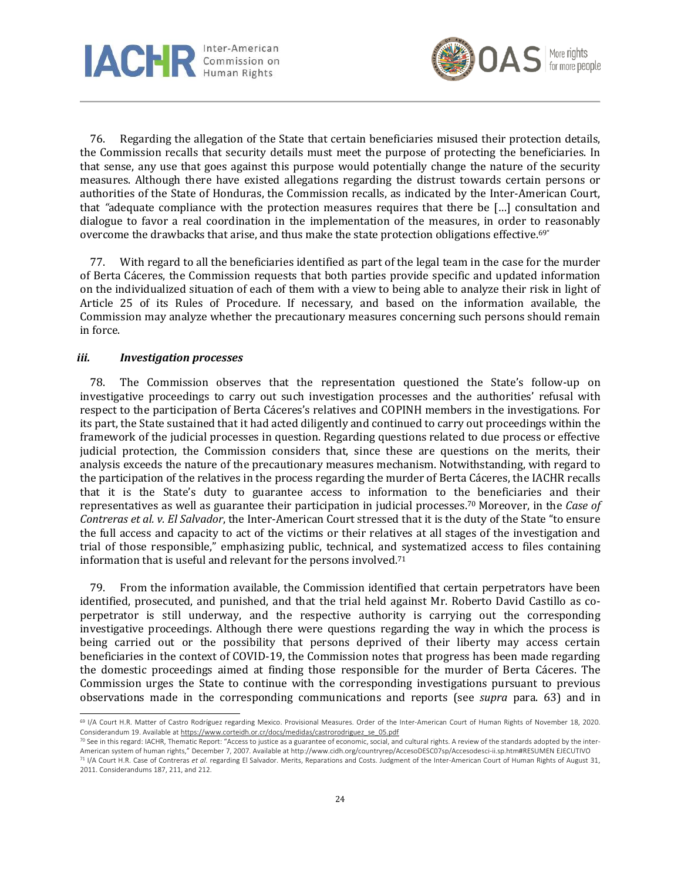76. Regarding the allegation of the State that certain beneficiaries misused their protection details, the Commission recalls that security details must meet the purpose of protecting the beneficiaries. In that sense, any use that goes against this purpose would potentially change the nature of the security measures. Although there have existed allegations regarding the distrust towards certain persons or authorities of the State of Honduras, the Commission recalls, as indicated by the Inter-American Court, that "adequate compliance with the protection measures requires that there be [...] consultation and dialogue to favor a real coordination in the implementation of the measures, in order to reasonably overcome the drawbacks that arise, and thus make the state protection obligations effective.[69]"

77. With regard to all the beneficiaries identified as part of the legal team in the case for the murder of Berta Cáceres, the Commission requests that both parties provide specific and updated information on the individualized situation of each of them with a view to being able to analyze their risk in light of Article 25 of its Rules of Procedure. If necessary, and based on the information available, the Commission may analyze whether the precautionary measures concerning such persons should remain in force.

### *iii. Investigation processes*

78. The Commission observes that the representation questioned the State's follow-up on investigative proceedings to carry out such investigation processes and the authorities' refusal with respect to the participation of Berta Cáceres's relatives and COPINH members in the investigations. For its part, the State sustained that it had acted diligently and continued to carry out proceedings within the framework of the judicial processes in question. Regarding questions related to due process or effective judicial protection, the Commission considers that, since these are questions on the merits, their analysis exceeds the nature of the precautionary measures mechanism. Notwithstanding, with regard to the participation of the relatives in the process regarding the murder of Berta Cáceres, the IACHR recalls that it is the State's duty to guarantee access to information to the beneficiaries and their representatives as well as guarantee their participation in judicial processes.[70] Moreover, in the *Case of Contreras et al. v. El Salvador*, the Inter-American Court stressed that it is the duty of the State "to ensure the full access and capacity to act of the victims or their relatives at all stages of the investigation and trial of those responsible," emphasizing public, technical, and systematized access to files containing information that is useful and relevant for the persons involved.[71]

79. From the information available, the Commission identified that certain perpetrators have been identified, prosecuted, and punished, and that the trial held against Mr. Roberto David Castillo as co-perpetrator is still underway, and the respective authority is carrying out the corresponding investigative proceedings. Although there were questions regarding the way in which the process is being carried out or the possibility that persons deprived of their liberty may access certain beneficiaries in the context of COVID-19, the Commission notes that progress has been made regarding the domestic proceedings aimed at finding those responsible for the murder of Berta Cáceres. The Commission urges the State to continue with the corresponding investigations pursuant to previous observations made in the corresponding communications and reports (see *supra* para. 63) and in

---

[69] I/A Court H.R. Matter of Castro Rodríguez regarding Mexico. Provisional Measures. Order of the Inter-American Court of Human Rights of November 18, 2020. Considerandum 19. Available at https://www.corteidh.or.cr/docs/medidas/castrorodriguez_se_05.pdf

[70] See in this regard: IACHR, Thematic Report: "Access to justice as a guarantee of economic, social, and cultural rights. A review of the standards adopted by the inter-American system of human rights," December 7, 2007. Available at http://www.cidh.org/countryrep/AccesoDESC07sp/Accesodesci-ii.sp.htm#RESUMEN EJECUTIVO

[71] I/A Court H.R. Case of Contreras *et al.* regarding El Salvador. Merits, Reparations and Costs. Judgment of the Inter-American Court of Human Rights of August 31, 2011. Considerandums 187, 211, and 212.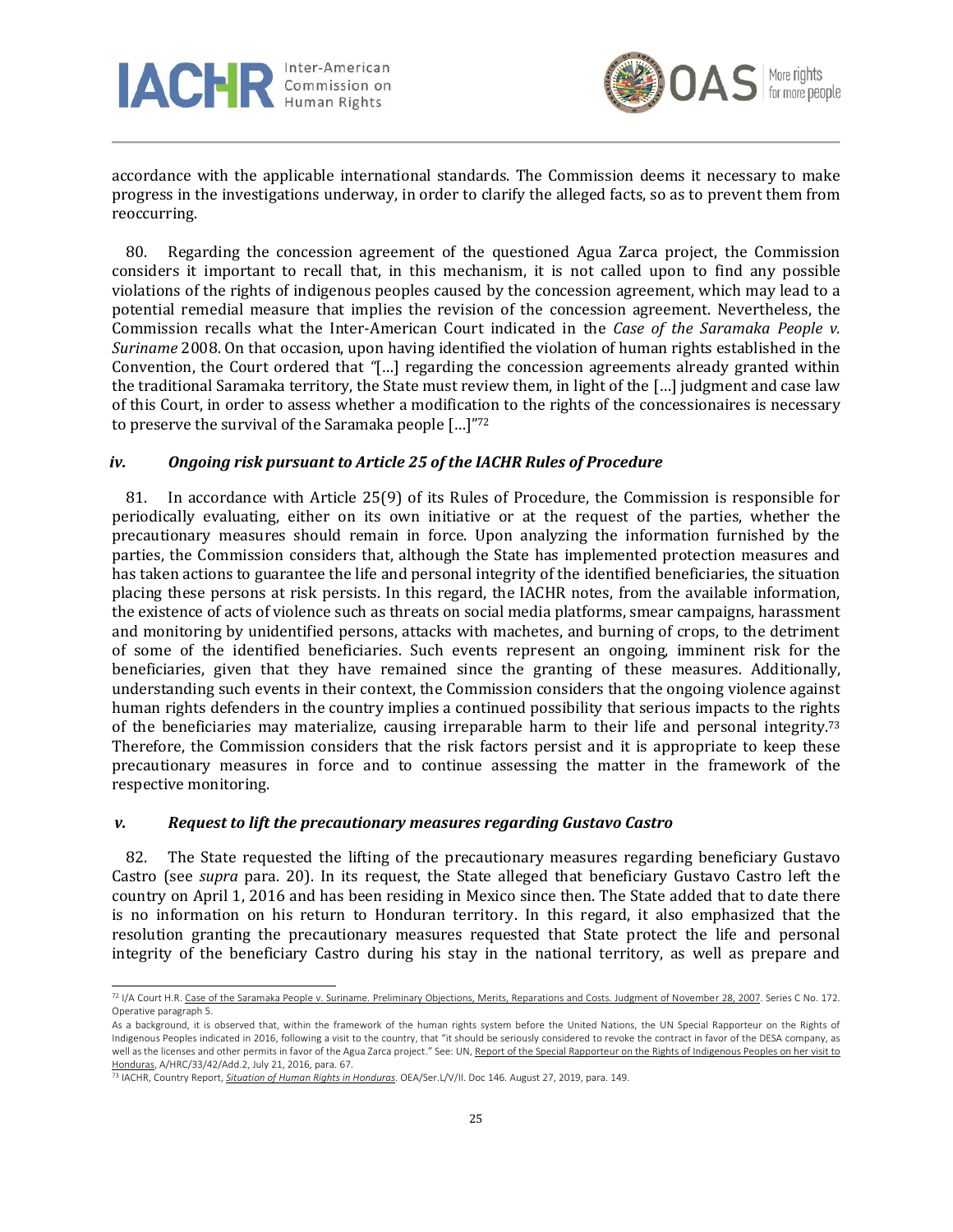accordance with the applicable international standards. The Commission deems it necessary to make progress in the investigations underway, in order to clarify the alleged facts, so as to prevent them from reoccurring.

80. Regarding the concession agreement of the questioned Agua Zarca project, the Commission considers it important to recall that, in this mechanism, it is not called upon to find any possible violations of the rights of indigenous peoples caused by the concession agreement, which may lead to a potential remedial measure that implies the revision of the concession agreement. Nevertheless, the Commission recalls what the Inter-American Court indicated in the *Case of the Saramaka People v. Suriname* 2008. On that occasion, upon having identified the violation of human rights established in the Convention, the Court ordered that "[…] regarding the concession agreements already granted within the traditional Saramaka territory, the State must review them, in light of the […] judgment and case law of this Court, in order to assess whether a modification to the rights of the concessionaires is necessary to preserve the survival of the Saramaka people […]"[72]

### *iv. Ongoing risk pursuant to Article 25 of the IACHR Rules of Procedure*

81. In accordance with Article 25(9) of its Rules of Procedure, the Commission is responsible for periodically evaluating, either on its own initiative or at the request of the parties, whether the precautionary measures should remain in force. Upon analyzing the information furnished by the parties, the Commission considers that, although the State has implemented protection measures and has taken actions to guarantee the life and personal integrity of the identified beneficiaries, the situation placing these persons at risk persists. In this regard, the IACHR notes, from the available information, the existence of acts of violence such as threats on social media platforms, smear campaigns, harassment and monitoring by unidentified persons, attacks with machetes, and burning of crops, to the detriment of some of the identified beneficiaries. Such events represent an ongoing, imminent risk for the beneficiaries, given that they have remained since the granting of these measures. Additionally, understanding such events in their context, the Commission considers that the ongoing violence against human rights defenders in the country implies a continued possibility that serious impacts to the rights of the beneficiaries may materialize, causing irreparable harm to their life and personal integrity.[73] Therefore, the Commission considers that the risk factors persist and it is appropriate to keep these precautionary measures in force and to continue assessing the matter in the framework of the respective monitoring.

### *v. Request to lift the precautionary measures regarding Gustavo Castro*

82. The State requested the lifting of the precautionary measures regarding beneficiary Gustavo Castro (see *supra* para. 20). In its request, the State alleged that beneficiary Gustavo Castro left the country on April 1, 2016 and has been residing in Mexico since then. The State added that to date there is no information on his return to Honduran territory. In this regard, it also emphasized that the resolution granting the precautionary measures requested that State protect the life and personal integrity of the beneficiary Castro during his stay in the national territory, as well as prepare and

---

[72] I/A Court H.R. Case of the Saramaka People v. Suriname. Preliminary Objections, Merits, Reparations and Costs. Judgment of November 28, 2007. Series C No. 172. Operative paragraph 5.

As a background, it is observed that, within the framework of the human rights system before the United Nations, the UN Special Rapporteur on the Rights of Indigenous Peoples indicated in 2016, following a visit to the country, that "it should be seriously considered to revoke the contract in favor of the DESA company, as well as the licenses and other permits in favor of the Agua Zarca project." See: UN, Report of the Special Rapporteur on the Rights of Indigenous Peoples on her visit to Honduras, A/HRC/33/42/Add.2, July 21, 2016, para. 67.

[73] IACHR, Country Report, *Situation of Human Rights in Honduras*. OEA/Ser.L/V/II. Doc 146. August 27, 2019, para. 149.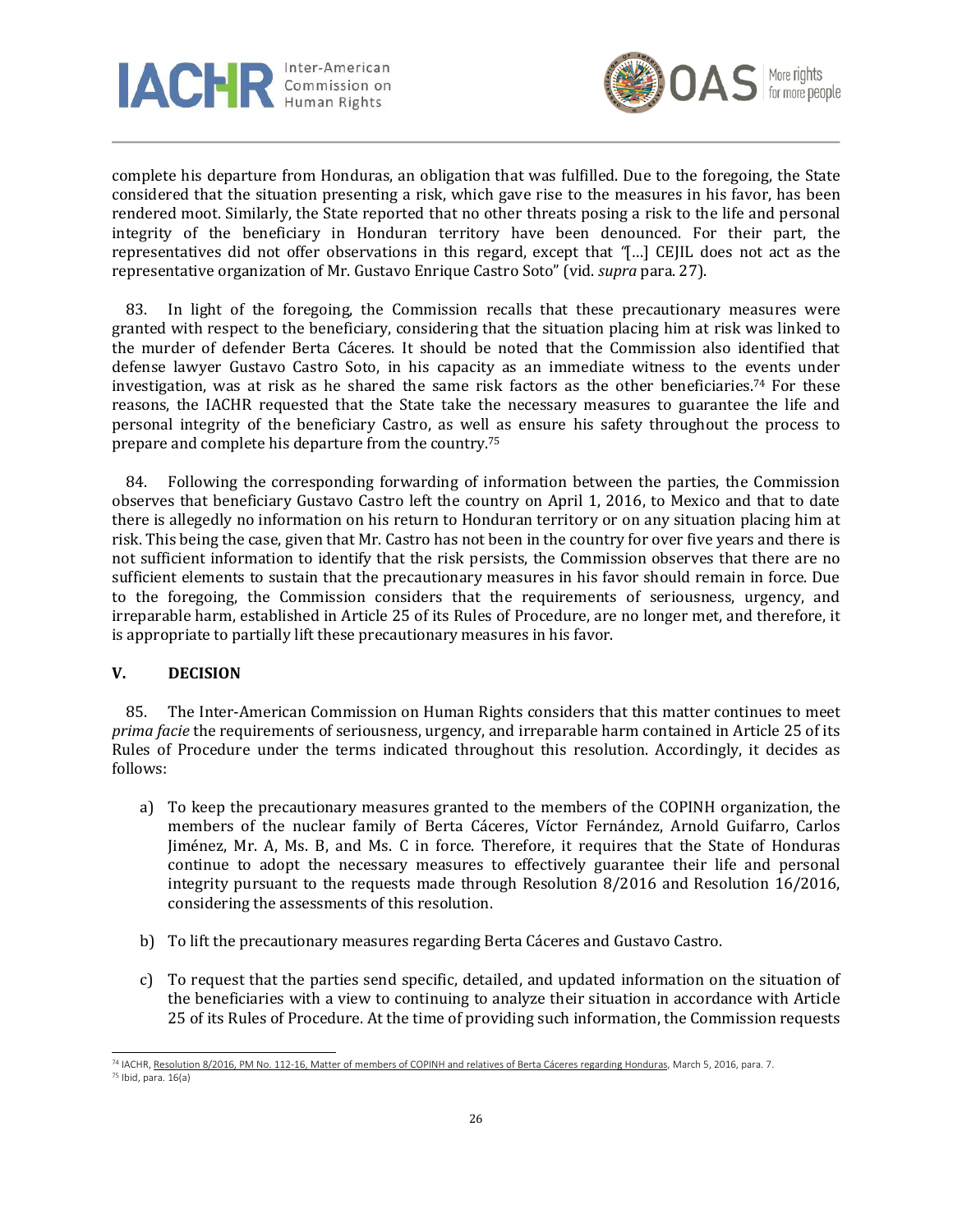complete his departure from Honduras, an obligation that was fulfilled. Due to the foregoing, the State considered that the situation presenting a risk, which gave rise to the measures in his favor, has been rendered moot. Similarly, the State reported that no other threats posing a risk to the life and personal integrity of the beneficiary in Honduran territory have been denounced. For their part, the representatives did not offer observations in this regard, except that "[…] CEJIL does not act as the representative organization of Mr. Gustavo Enrique Castro Soto" (vid. *supra* para. 27).

83. In light of the foregoing, the Commission recalls that these precautionary measures were granted with respect to the beneficiary, considering that the situation placing him at risk was linked to the murder of defender Berta Cáceres. It should be noted that the Commission also identified that defense lawyer Gustavo Castro Soto, in his capacity as an immediate witness to the events under investigation, was at risk as he shared the same risk factors as the other beneficiaries.[74] For these reasons, the IACHR requested that the State take the necessary measures to guarantee the life and personal integrity of the beneficiary Castro, as well as ensure his safety throughout the process to prepare and complete his departure from the country.[75]

84. Following the corresponding forwarding of information between the parties, the Commission observes that beneficiary Gustavo Castro left the country on April 1, 2016, to Mexico and that to date there is allegedly no information on his return to Honduran territory or on any situation placing him at risk. This being the case, given that Mr. Castro has not been in the country for over five years and there is not sufficient information to identify that the risk persists, the Commission observes that there are no sufficient elements to sustain that the precautionary measures in his favor should remain in force. Due to the foregoing, the Commission considers that the requirements of seriousness, urgency, and irreparable harm, established in Article 25 of its Rules of Procedure, are no longer met, and therefore, it is appropriate to partially lift these precautionary measures in his favor.

## V. DECISION

85. The Inter-American Commission on Human Rights considers that this matter continues to meet *prima facie* the requirements of seriousness, urgency, and irreparable harm contained in Article 25 of its Rules of Procedure under the terms indicated throughout this resolution. Accordingly, it decides as follows:

a) To keep the precautionary measures granted to the members of the COPINH organization, the members of the nuclear family of Berta Cáceres, Víctor Fernández, Arnold Guifarro, Carlos Jiménez, Mr. A, Ms. B, and Ms. C in force. Therefore, it requires that the State of Honduras continue to adopt the necessary measures to effectively guarantee their life and personal integrity pursuant to the requests made through Resolution 8/2016 and Resolution 16/2016, considering the assessments of this resolution.

b) To lift the precautionary measures regarding Berta Cáceres and Gustavo Castro.

c) To request that the parties send specific, detailed, and updated information on the situation of the beneficiaries with a view to continuing to analyze their situation in accordance with Article 25 of its Rules of Procedure. At the time of providing such information, the Commission requests

---

[74] IACHR, Resolution 8/2016, PM No. 112-16, Matter of members of COPINH and relatives of Berta Cáceres regarding Honduras, March 5, 2016, para. 7.

[75] Ibid, para. 16(a)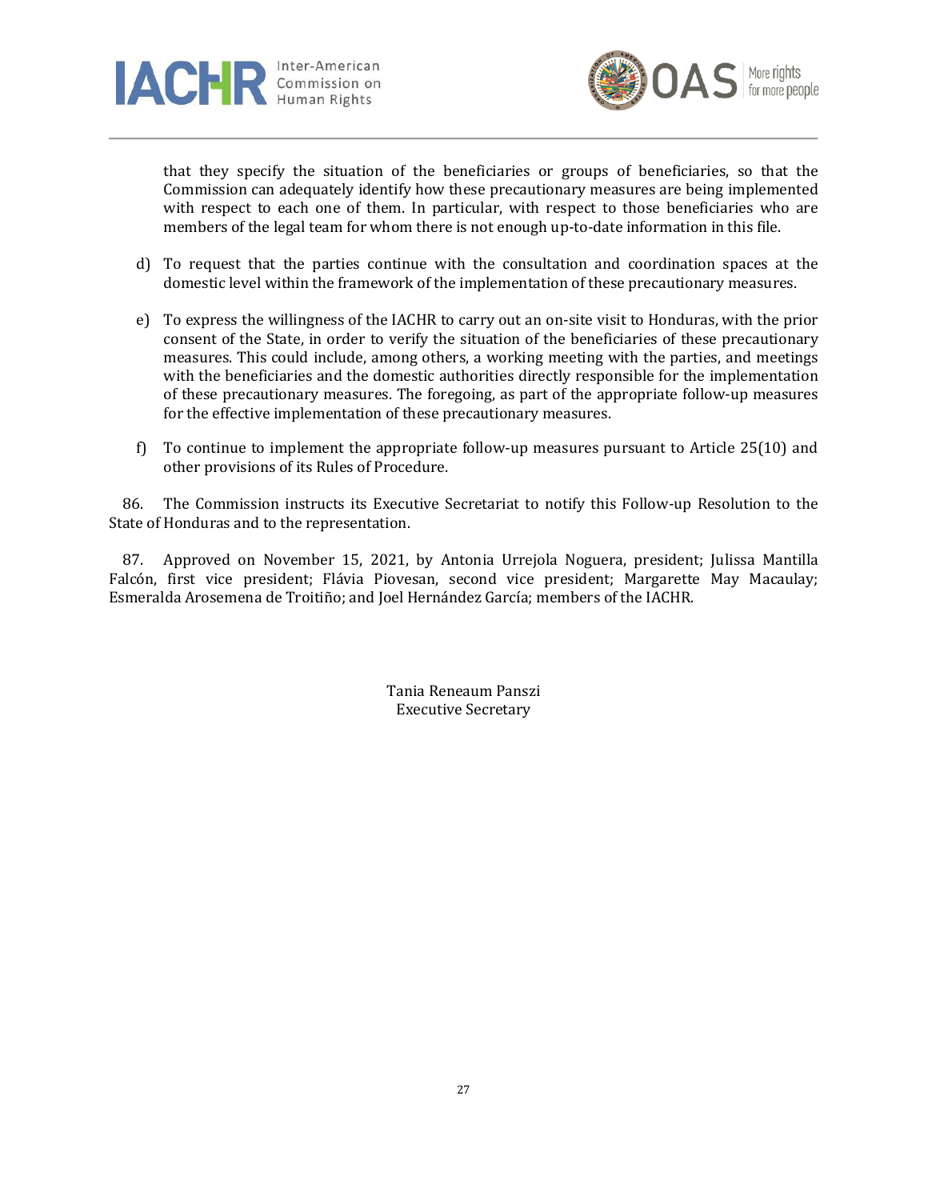that they specify the situation of the beneficiaries or groups of beneficiaries, so that the Commission can adequately identify how these precautionary measures are being implemented with respect to each one of them. In particular, with respect to those beneficiaries who are members of the legal team for whom there is not enough up-to-date information in this file.

d) To request that the parties continue with the consultation and coordination spaces at the domestic level within the framework of the implementation of these precautionary measures.

e) To express the willingness of the IACHR to carry out an on-site visit to Honduras, with the prior consent of the State, in order to verify the situation of the beneficiaries of these precautionary measures. This could include, among others, a working meeting with the parties, and meetings with the beneficiaries and the domestic authorities directly responsible for the implementation of these precautionary measures. The foregoing, as part of the appropriate follow-up measures for the effective implementation of these precautionary measures.

f) To continue to implement the appropriate follow-up measures pursuant to Article 25(10) and other provisions of its Rules of Procedure.

86. The Commission instructs its Executive Secretariat to notify this Follow-up Resolution to the State of Honduras and to the representation.

87. Approved on November 15, 2021, by Antonia Urrejola Noguera, president; Julissa Mantilla Falcón, first vice president; Flávia Piovesan, second vice president; Margarette May Macaulay; Esmeralda Arosemena de Troitiño; and Joel Hernández García; members of the IACHR.

Tania Reneaum Panszi
Executive Secretary